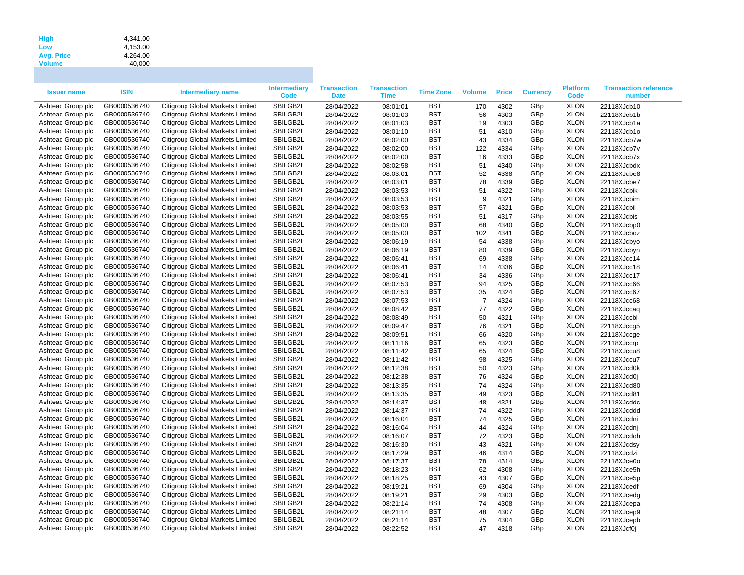| | |
|---|---|
| **High** | 4,341.00 |
| **Low** | 4,153.00 |
| **Avg. Price** | 4,264.00 |
| **Volume** | 40,000 |

| Issuer name | ISIN | Intermediary name | Intermediary Code | Transaction Date | Transaction Time | Time Zone | Volume | Price | Currency | Platform Code | Transaction reference number |
|---|---|---|---|---|---|---|---|---|---|---|---|
| Ashtead Group plc | GB0000536740 | Citigroup Global Markets Limited | SBILGB2L | 28/04/2022 | 08:01:01 | BST | 170 | 4302 | GBp | XLON | 22118XJcb10 |
| Ashtead Group plc | GB0000536740 | Citigroup Global Markets Limited | SBILGB2L | 28/04/2022 | 08:01:03 | BST | 56 | 4303 | GBp | XLON | 22118XJcb1b |
| Ashtead Group plc | GB0000536740 | Citigroup Global Markets Limited | SBILGB2L | 28/04/2022 | 08:01:03 | BST | 19 | 4303 | GBp | XLON | 22118XJcb1a |
| Ashtead Group plc | GB0000536740 | Citigroup Global Markets Limited | SBILGB2L | 28/04/2022 | 08:01:10 | BST | 51 | 4310 | GBp | XLON | 22118XJcb1o |
| Ashtead Group plc | GB0000536740 | Citigroup Global Markets Limited | SBILGB2L | 28/04/2022 | 08:02:00 | BST | 43 | 4334 | GBp | XLON | 22118XJcb7w |
| Ashtead Group plc | GB0000536740 | Citigroup Global Markets Limited | SBILGB2L | 28/04/2022 | 08:02:00 | BST | 122 | 4334 | GBp | XLON | 22118XJcb7v |
| Ashtead Group plc | GB0000536740 | Citigroup Global Markets Limited | SBILGB2L | 28/04/2022 | 08:02:00 | BST | 16 | 4333 | GBp | XLON | 22118XJcb7x |
| Ashtead Group plc | GB0000536740 | Citigroup Global Markets Limited | SBILGB2L | 28/04/2022 | 08:02:58 | BST | 51 | 4340 | GBp | XLON | 22118XJcbdx |
| Ashtead Group plc | GB0000536740 | Citigroup Global Markets Limited | SBILGB2L | 28/04/2022 | 08:03:01 | BST | 52 | 4338 | GBp | XLON | 22118XJcbe8 |
| Ashtead Group plc | GB0000536740 | Citigroup Global Markets Limited | SBILGB2L | 28/04/2022 | 08:03:01 | BST | 78 | 4339 | GBp | XLON | 22118XJcbe7 |
| Ashtead Group plc | GB0000536740 | Citigroup Global Markets Limited | SBILGB2L | 28/04/2022 | 08:03:53 | BST | 51 | 4322 | GBp | XLON | 22118XJcbik |
| Ashtead Group plc | GB0000536740 | Citigroup Global Markets Limited | SBILGB2L | 28/04/2022 | 08:03:53 | BST | 9 | 4321 | GBp | XLON | 22118XJcbim |
| Ashtead Group plc | GB0000536740 | Citigroup Global Markets Limited | SBILGB2L | 28/04/2022 | 08:03:53 | BST | 57 | 4321 | GBp | XLON | 22118XJcbil |
| Ashtead Group plc | GB0000536740 | Citigroup Global Markets Limited | SBILGB2L | 28/04/2022 | 08:03:55 | BST | 51 | 4317 | GBp | XLON | 22118XJcbis |
| Ashtead Group plc | GB0000536740 | Citigroup Global Markets Limited | SBILGB2L | 28/04/2022 | 08:05:00 | BST | 68 | 4340 | GBp | XLON | 22118XJcbp0 |
| Ashtead Group plc | GB0000536740 | Citigroup Global Markets Limited | SBILGB2L | 28/04/2022 | 08:05:00 | BST | 102 | 4341 | GBp | XLON | 22118XJcboz |
| Ashtead Group plc | GB0000536740 | Citigroup Global Markets Limited | SBILGB2L | 28/04/2022 | 08:06:19 | BST | 54 | 4338 | GBp | XLON | 22118XJcbyo |
| Ashtead Group plc | GB0000536740 | Citigroup Global Markets Limited | SBILGB2L | 28/04/2022 | 08:06:19 | BST | 80 | 4339 | GBp | XLON | 22118XJcbyn |
| Ashtead Group plc | GB0000536740 | Citigroup Global Markets Limited | SBILGB2L | 28/04/2022 | 08:06:41 | BST | 69 | 4338 | GBp | XLON | 22118XJcc14 |
| Ashtead Group plc | GB0000536740 | Citigroup Global Markets Limited | SBILGB2L | 28/04/2022 | 08:06:41 | BST | 14 | 4336 | GBp | XLON | 22118XJcc18 |
| Ashtead Group plc | GB0000536740 | Citigroup Global Markets Limited | SBILGB2L | 28/04/2022 | 08:06:41 | BST | 34 | 4336 | GBp | XLON | 22118XJcc17 |
| Ashtead Group plc | GB0000536740 | Citigroup Global Markets Limited | SBILGB2L | 28/04/2022 | 08:07:53 | BST | 94 | 4325 | GBp | XLON | 22118XJcc66 |
| Ashtead Group plc | GB0000536740 | Citigroup Global Markets Limited | SBILGB2L | 28/04/2022 | 08:07:53 | BST | 35 | 4324 | GBp | XLON | 22118XJcc67 |
| Ashtead Group plc | GB0000536740 | Citigroup Global Markets Limited | SBILGB2L | 28/04/2022 | 08:07:53 | BST | 7 | 4324 | GBp | XLON | 22118XJcc68 |
| Ashtead Group plc | GB0000536740 | Citigroup Global Markets Limited | SBILGB2L | 28/04/2022 | 08:08:42 | BST | 77 | 4322 | GBp | XLON | 22118XJccaq |
| Ashtead Group plc | GB0000536740 | Citigroup Global Markets Limited | SBILGB2L | 28/04/2022 | 08:08:49 | BST | 50 | 4321 | GBp | XLON | 22118XJccbl |
| Ashtead Group plc | GB0000536740 | Citigroup Global Markets Limited | SBILGB2L | 28/04/2022 | 08:09:47 | BST | 76 | 4321 | GBp | XLON | 22118XJccg5 |
| Ashtead Group plc | GB0000536740 | Citigroup Global Markets Limited | SBILGB2L | 28/04/2022 | 08:09:51 | BST | 66 | 4320 | GBp | XLON | 22118XJccge |
| Ashtead Group plc | GB0000536740 | Citigroup Global Markets Limited | SBILGB2L | 28/04/2022 | 08:11:16 | BST | 65 | 4323 | GBp | XLON | 22118XJccrp |
| Ashtead Group plc | GB0000536740 | Citigroup Global Markets Limited | SBILGB2L | 28/04/2022 | 08:11:42 | BST | 65 | 4324 | GBp | XLON | 22118XJccu8 |
| Ashtead Group plc | GB0000536740 | Citigroup Global Markets Limited | SBILGB2L | 28/04/2022 | 08:11:42 | BST | 98 | 4325 | GBp | XLON | 22118XJccu7 |
| Ashtead Group plc | GB0000536740 | Citigroup Global Markets Limited | SBILGB2L | 28/04/2022 | 08:12:38 | BST | 50 | 4323 | GBp | XLON | 22118XJcd0k |
| Ashtead Group plc | GB0000536740 | Citigroup Global Markets Limited | SBILGB2L | 28/04/2022 | 08:12:38 | BST | 76 | 4324 | GBp | XLON | 22118XJcd0j |
| Ashtead Group plc | GB0000536740 | Citigroup Global Markets Limited | SBILGB2L | 28/04/2022 | 08:13:35 | BST | 74 | 4324 | GBp | XLON | 22118XJcd80 |
| Ashtead Group plc | GB0000536740 | Citigroup Global Markets Limited | SBILGB2L | 28/04/2022 | 08:13:35 | BST | 49 | 4323 | GBp | XLON | 22118XJcd81 |
| Ashtead Group plc | GB0000536740 | Citigroup Global Markets Limited | SBILGB2L | 28/04/2022 | 08:14:37 | BST | 48 | 4321 | GBp | XLON | 22118XJcddc |
| Ashtead Group plc | GB0000536740 | Citigroup Global Markets Limited | SBILGB2L | 28/04/2022 | 08:14:37 | BST | 74 | 4322 | GBp | XLON | 22118XJcddd |
| Ashtead Group plc | GB0000536740 | Citigroup Global Markets Limited | SBILGB2L | 28/04/2022 | 08:16:04 | BST | 74 | 4325 | GBp | XLON | 22118XJcdni |
| Ashtead Group plc | GB0000536740 | Citigroup Global Markets Limited | SBILGB2L | 28/04/2022 | 08:16:04 | BST | 44 | 4324 | GBp | XLON | 22118XJcdnj |
| Ashtead Group plc | GB0000536740 | Citigroup Global Markets Limited | SBILGB2L | 28/04/2022 | 08:16:07 | BST | 72 | 4323 | GBp | XLON | 22118XJcdoh |
| Ashtead Group plc | GB0000536740 | Citigroup Global Markets Limited | SBILGB2L | 28/04/2022 | 08:16:30 | BST | 43 | 4321 | GBp | XLON | 22118XJcdsy |
| Ashtead Group plc | GB0000536740 | Citigroup Global Markets Limited | SBILGB2L | 28/04/2022 | 08:17:29 | BST | 46 | 4314 | GBp | XLON | 22118XJcdzi |
| Ashtead Group plc | GB0000536740 | Citigroup Global Markets Limited | SBILGB2L | 28/04/2022 | 08:17:37 | BST | 78 | 4314 | GBp | XLON | 22118XJce0o |
| Ashtead Group plc | GB0000536740 | Citigroup Global Markets Limited | SBILGB2L | 28/04/2022 | 08:18:23 | BST | 62 | 4308 | GBp | XLON | 22118XJce5h |
| Ashtead Group plc | GB0000536740 | Citigroup Global Markets Limited | SBILGB2L | 28/04/2022 | 08:18:25 | BST | 43 | 4307 | GBp | XLON | 22118XJce5p |
| Ashtead Group plc | GB0000536740 | Citigroup Global Markets Limited | SBILGB2L | 28/04/2022 | 08:19:21 | BST | 69 | 4304 | GBp | XLON | 22118XJcedf |
| Ashtead Group plc | GB0000536740 | Citigroup Global Markets Limited | SBILGB2L | 28/04/2022 | 08:19:21 | BST | 29 | 4303 | GBp | XLON | 22118XJcedg |
| Ashtead Group plc | GB0000536740 | Citigroup Global Markets Limited | SBILGB2L | 28/04/2022 | 08:21:14 | BST | 74 | 4308 | GBp | XLON | 22118XJcepa |
| Ashtead Group plc | GB0000536740 | Citigroup Global Markets Limited | SBILGB2L | 28/04/2022 | 08:21:14 | BST | 48 | 4307 | GBp | XLON | 22118XJcep9 |
| Ashtead Group plc | GB0000536740 | Citigroup Global Markets Limited | SBILGB2L | 28/04/2022 | 08:21:14 | BST | 75 | 4304 | GBp | XLON | 22118XJcepb |
| Ashtead Group plc | GB0000536740 | Citigroup Global Markets Limited | SBILGB2L | 28/04/2022 | 08:22:52 | BST | 47 | 4318 | GBp | XLON | 22118XJcf0j |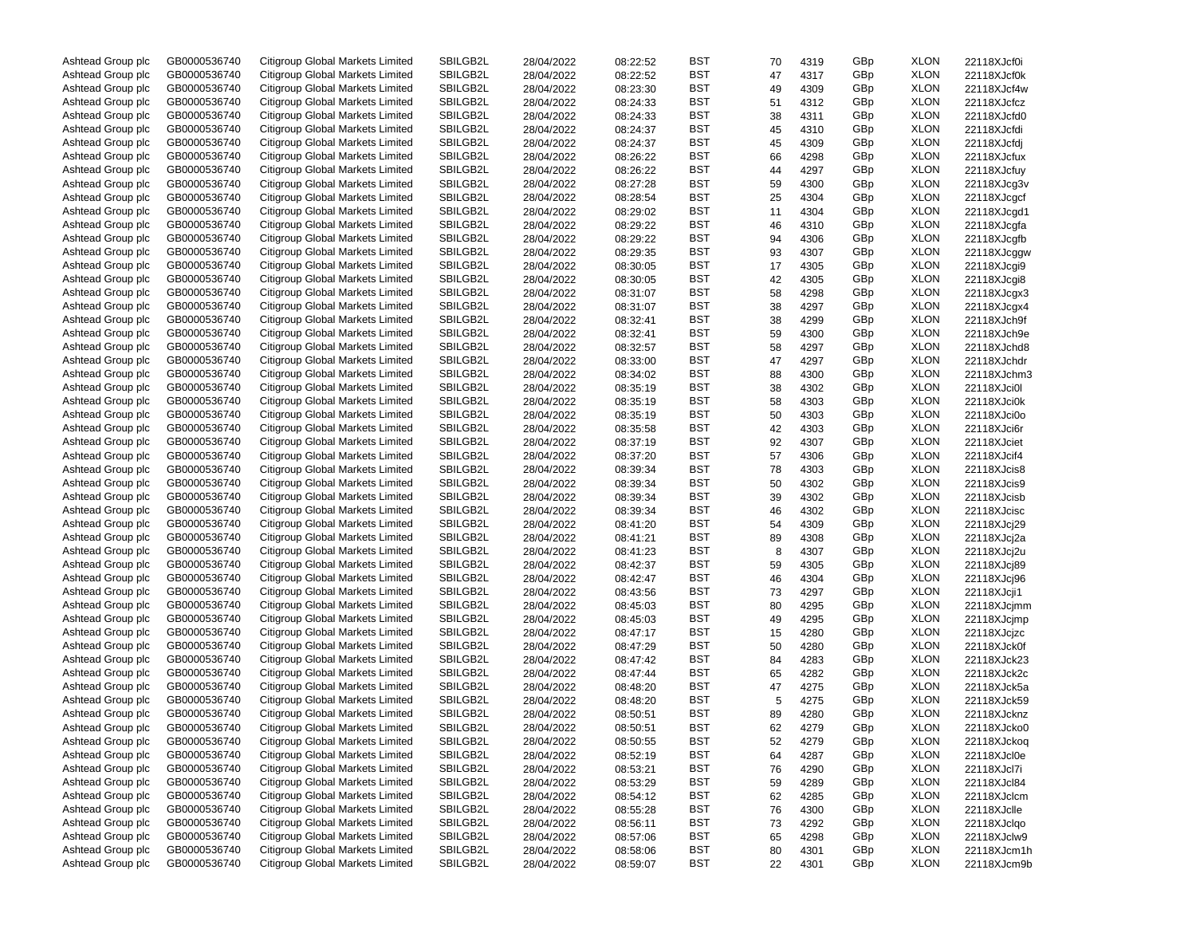| | | | | | | | | | | | |
|---|---|---|---|---|---|---|---|---|---|---|---|
| Ashtead Group plc | GB0000536740 | Citigroup Global Markets Limited | SBILGB2L | 28/04/2022 | 08:22:52 | BST | 70 | 4319 | GBp | XLON | 22118XJcf0i |
| Ashtead Group plc | GB0000536740 | Citigroup Global Markets Limited | SBILGB2L | 28/04/2022 | 08:22:52 | BST | 47 | 4317 | GBp | XLON | 22118XJcf0k |
| Ashtead Group plc | GB0000536740 | Citigroup Global Markets Limited | SBILGB2L | 28/04/2022 | 08:23:30 | BST | 49 | 4309 | GBp | XLON | 22118XJcf4w |
| Ashtead Group plc | GB0000536740 | Citigroup Global Markets Limited | SBILGB2L | 28/04/2022 | 08:24:33 | BST | 51 | 4312 | GBp | XLON | 22118XJcfcz |
| Ashtead Group plc | GB0000536740 | Citigroup Global Markets Limited | SBILGB2L | 28/04/2022 | 08:24:33 | BST | 38 | 4311 | GBp | XLON | 22118XJcfd0 |
| Ashtead Group plc | GB0000536740 | Citigroup Global Markets Limited | SBILGB2L | 28/04/2022 | 08:24:37 | BST | 45 | 4310 | GBp | XLON | 22118XJcfdi |
| Ashtead Group plc | GB0000536740 | Citigroup Global Markets Limited | SBILGB2L | 28/04/2022 | 08:24:37 | BST | 45 | 4309 | GBp | XLON | 22118XJcfdj |
| Ashtead Group plc | GB0000536740 | Citigroup Global Markets Limited | SBILGB2L | 28/04/2022 | 08:26:22 | BST | 66 | 4298 | GBp | XLON | 22118XJcfux |
| Ashtead Group plc | GB0000536740 | Citigroup Global Markets Limited | SBILGB2L | 28/04/2022 | 08:26:22 | BST | 44 | 4297 | GBp | XLON | 22118XJcfuy |
| Ashtead Group plc | GB0000536740 | Citigroup Global Markets Limited | SBILGB2L | 28/04/2022 | 08:27:28 | BST | 59 | 4300 | GBp | XLON | 22118XJcg3v |
| Ashtead Group plc | GB0000536740 | Citigroup Global Markets Limited | SBILGB2L | 28/04/2022 | 08:28:54 | BST | 25 | 4304 | GBp | XLON | 22118XJcgcf |
| Ashtead Group plc | GB0000536740 | Citigroup Global Markets Limited | SBILGB2L | 28/04/2022 | 08:29:02 | BST | 11 | 4304 | GBp | XLON | 22118XJcgd1 |
| Ashtead Group plc | GB0000536740 | Citigroup Global Markets Limited | SBILGB2L | 28/04/2022 | 08:29:22 | BST | 46 | 4310 | GBp | XLON | 22118XJcgfa |
| Ashtead Group plc | GB0000536740 | Citigroup Global Markets Limited | SBILGB2L | 28/04/2022 | 08:29:22 | BST | 94 | 4306 | GBp | XLON | 22118XJcgfb |
| Ashtead Group plc | GB0000536740 | Citigroup Global Markets Limited | SBILGB2L | 28/04/2022 | 08:29:35 | BST | 93 | 4307 | GBp | XLON | 22118XJcggw |
| Ashtead Group plc | GB0000536740 | Citigroup Global Markets Limited | SBILGB2L | 28/04/2022 | 08:30:05 | BST | 17 | 4305 | GBp | XLON | 22118XJcgi9 |
| Ashtead Group plc | GB0000536740 | Citigroup Global Markets Limited | SBILGB2L | 28/04/2022 | 08:30:05 | BST | 42 | 4305 | GBp | XLON | 22118XJcgi8 |
| Ashtead Group plc | GB0000536740 | Citigroup Global Markets Limited | SBILGB2L | 28/04/2022 | 08:31:07 | BST | 58 | 4298 | GBp | XLON | 22118XJcgx3 |
| Ashtead Group plc | GB0000536740 | Citigroup Global Markets Limited | SBILGB2L | 28/04/2022 | 08:31:07 | BST | 38 | 4297 | GBp | XLON | 22118XJcgx4 |
| Ashtead Group plc | GB0000536740 | Citigroup Global Markets Limited | SBILGB2L | 28/04/2022 | 08:32:41 | BST | 38 | 4299 | GBp | XLON | 22118XJch9f |
| Ashtead Group plc | GB0000536740 | Citigroup Global Markets Limited | SBILGB2L | 28/04/2022 | 08:32:41 | BST | 59 | 4300 | GBp | XLON | 22118XJch9e |
| Ashtead Group plc | GB0000536740 | Citigroup Global Markets Limited | SBILGB2L | 28/04/2022 | 08:32:57 | BST | 58 | 4297 | GBp | XLON | 22118XJchd8 |
| Ashtead Group plc | GB0000536740 | Citigroup Global Markets Limited | SBILGB2L | 28/04/2022 | 08:33:00 | BST | 47 | 4297 | GBp | XLON | 22118XJchdr |
| Ashtead Group plc | GB0000536740 | Citigroup Global Markets Limited | SBILGB2L | 28/04/2022 | 08:34:02 | BST | 88 | 4300 | GBp | XLON | 22118XJchm3 |
| Ashtead Group plc | GB0000536740 | Citigroup Global Markets Limited | SBILGB2L | 28/04/2022 | 08:35:19 | BST | 38 | 4302 | GBp | XLON | 22118XJci0l |
| Ashtead Group plc | GB0000536740 | Citigroup Global Markets Limited | SBILGB2L | 28/04/2022 | 08:35:19 | BST | 58 | 4303 | GBp | XLON | 22118XJci0k |
| Ashtead Group plc | GB0000536740 | Citigroup Global Markets Limited | SBILGB2L | 28/04/2022 | 08:35:19 | BST | 50 | 4303 | GBp | XLON | 22118XJci0o |
| Ashtead Group plc | GB0000536740 | Citigroup Global Markets Limited | SBILGB2L | 28/04/2022 | 08:35:58 | BST | 42 | 4303 | GBp | XLON | 22118XJci6r |
| Ashtead Group plc | GB0000536740 | Citigroup Global Markets Limited | SBILGB2L | 28/04/2022 | 08:37:19 | BST | 92 | 4307 | GBp | XLON | 22118XJciet |
| Ashtead Group plc | GB0000536740 | Citigroup Global Markets Limited | SBILGB2L | 28/04/2022 | 08:37:20 | BST | 57 | 4306 | GBp | XLON | 22118XJcif4 |
| Ashtead Group plc | GB0000536740 | Citigroup Global Markets Limited | SBILGB2L | 28/04/2022 | 08:39:34 | BST | 78 | 4303 | GBp | XLON | 22118XJcis8 |
| Ashtead Group plc | GB0000536740 | Citigroup Global Markets Limited | SBILGB2L | 28/04/2022 | 08:39:34 | BST | 50 | 4302 | GBp | XLON | 22118XJcis9 |
| Ashtead Group plc | GB0000536740 | Citigroup Global Markets Limited | SBILGB2L | 28/04/2022 | 08:39:34 | BST | 39 | 4302 | GBp | XLON | 22118XJcisb |
| Ashtead Group plc | GB0000536740 | Citigroup Global Markets Limited | SBILGB2L | 28/04/2022 | 08:39:34 | BST | 46 | 4302 | GBp | XLON | 22118XJcisc |
| Ashtead Group plc | GB0000536740 | Citigroup Global Markets Limited | SBILGB2L | 28/04/2022 | 08:41:20 | BST | 54 | 4309 | GBp | XLON | 22118XJcj29 |
| Ashtead Group plc | GB0000536740 | Citigroup Global Markets Limited | SBILGB2L | 28/04/2022 | 08:41:21 | BST | 89 | 4308 | GBp | XLON | 22118XJcj2a |
| Ashtead Group plc | GB0000536740 | Citigroup Global Markets Limited | SBILGB2L | 28/04/2022 | 08:41:23 | BST | 8 | 4307 | GBp | XLON | 22118XJcj2u |
| Ashtead Group plc | GB0000536740 | Citigroup Global Markets Limited | SBILGB2L | 28/04/2022 | 08:42:37 | BST | 59 | 4305 | GBp | XLON | 22118XJcj89 |
| Ashtead Group plc | GB0000536740 | Citigroup Global Markets Limited | SBILGB2L | 28/04/2022 | 08:42:47 | BST | 46 | 4304 | GBp | XLON | 22118XJcj96 |
| Ashtead Group plc | GB0000536740 | Citigroup Global Markets Limited | SBILGB2L | 28/04/2022 | 08:43:56 | BST | 73 | 4297 | GBp | XLON | 22118XJcji1 |
| Ashtead Group plc | GB0000536740 | Citigroup Global Markets Limited | SBILGB2L | 28/04/2022 | 08:45:03 | BST | 80 | 4295 | GBp | XLON | 22118XJcjmm |
| Ashtead Group plc | GB0000536740 | Citigroup Global Markets Limited | SBILGB2L | 28/04/2022 | 08:45:03 | BST | 49 | 4295 | GBp | XLON | 22118XJcjmp |
| Ashtead Group plc | GB0000536740 | Citigroup Global Markets Limited | SBILGB2L | 28/04/2022 | 08:47:17 | BST | 15 | 4280 | GBp | XLON | 22118XJcjzc |
| Ashtead Group plc | GB0000536740 | Citigroup Global Markets Limited | SBILGB2L | 28/04/2022 | 08:47:29 | BST | 50 | 4280 | GBp | XLON | 22118XJck0f |
| Ashtead Group plc | GB0000536740 | Citigroup Global Markets Limited | SBILGB2L | 28/04/2022 | 08:47:42 | BST | 84 | 4283 | GBp | XLON | 22118XJck23 |
| Ashtead Group plc | GB0000536740 | Citigroup Global Markets Limited | SBILGB2L | 28/04/2022 | 08:47:44 | BST | 65 | 4282 | GBp | XLON | 22118XJck2c |
| Ashtead Group plc | GB0000536740 | Citigroup Global Markets Limited | SBILGB2L | 28/04/2022 | 08:48:20 | BST | 47 | 4275 | GBp | XLON | 22118XJck5a |
| Ashtead Group plc | GB0000536740 | Citigroup Global Markets Limited | SBILGB2L | 28/04/2022 | 08:48:20 | BST | 5 | 4275 | GBp | XLON | 22118XJck59 |
| Ashtead Group plc | GB0000536740 | Citigroup Global Markets Limited | SBILGB2L | 28/04/2022 | 08:50:51 | BST | 89 | 4280 | GBp | XLON | 22118XJcknz |
| Ashtead Group plc | GB0000536740 | Citigroup Global Markets Limited | SBILGB2L | 28/04/2022 | 08:50:51 | BST | 62 | 4279 | GBp | XLON | 22118XJcko0 |
| Ashtead Group plc | GB0000536740 | Citigroup Global Markets Limited | SBILGB2L | 28/04/2022 | 08:50:55 | BST | 52 | 4279 | GBp | XLON | 22118XJckoq |
| Ashtead Group plc | GB0000536740 | Citigroup Global Markets Limited | SBILGB2L | 28/04/2022 | 08:52:19 | BST | 64 | 4287 | GBp | XLON | 22118XJcl0e |
| Ashtead Group plc | GB0000536740 | Citigroup Global Markets Limited | SBILGB2L | 28/04/2022 | 08:53:21 | BST | 76 | 4290 | GBp | XLON | 22118XJcl7i |
| Ashtead Group plc | GB0000536740 | Citigroup Global Markets Limited | SBILGB2L | 28/04/2022 | 08:53:29 | BST | 59 | 4289 | GBp | XLON | 22118XJcl84 |
| Ashtead Group plc | GB0000536740 | Citigroup Global Markets Limited | SBILGB2L | 28/04/2022 | 08:54:12 | BST | 62 | 4285 | GBp | XLON | 22118XJclcm |
| Ashtead Group plc | GB0000536740 | Citigroup Global Markets Limited | SBILGB2L | 28/04/2022 | 08:55:28 | BST | 76 | 4300 | GBp | XLON | 22118XJclle |
| Ashtead Group plc | GB0000536740 | Citigroup Global Markets Limited | SBILGB2L | 28/04/2022 | 08:56:11 | BST | 73 | 4292 | GBp | XLON | 22118XJclqo |
| Ashtead Group plc | GB0000536740 | Citigroup Global Markets Limited | SBILGB2L | 28/04/2022 | 08:57:06 | BST | 65 | 4298 | GBp | XLON | 22118XJclw9 |
| Ashtead Group plc | GB0000536740 | Citigroup Global Markets Limited | SBILGB2L | 28/04/2022 | 08:58:06 | BST | 80 | 4301 | GBp | XLON | 22118XJcm1h |
| Ashtead Group plc | GB0000536740 | Citigroup Global Markets Limited | SBILGB2L | 28/04/2022 | 08:59:07 | BST | 22 | 4301 | GBp | XLON | 22118XJcm9b |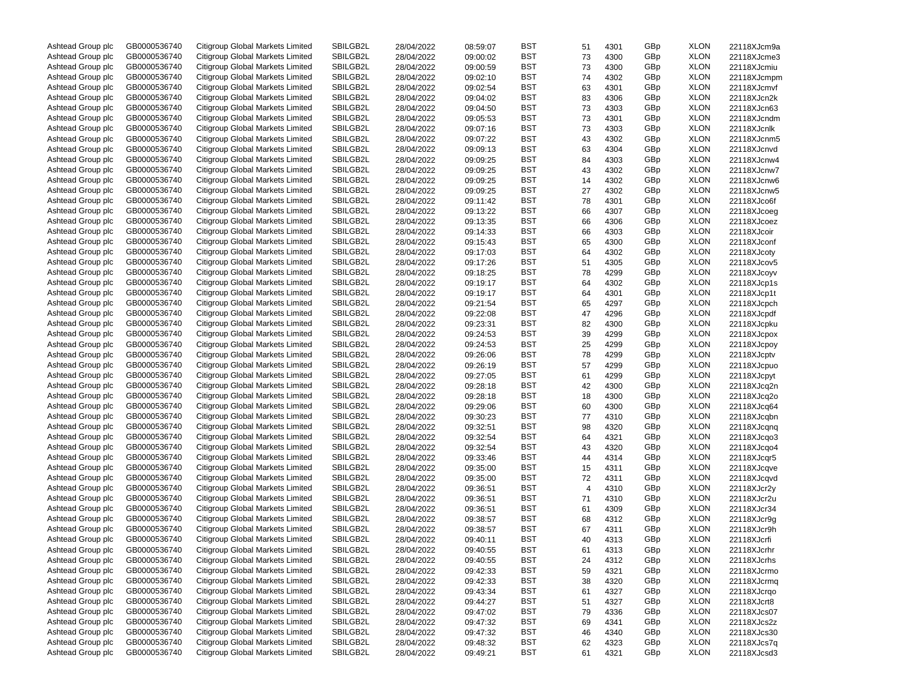| Ashtead Group plc | GB0000536740 | Citigroup Global Markets Limited | SBILGB2L | 28/04/2022 | 08:59:07 | BST | 51 | 4301 | GBp | XLON | 22118XJcm9a |
|---|---|---|---|---|---|---|---|---|---|---|---|
| Ashtead Group plc | GB0000536740 | Citigroup Global Markets Limited | SBILGB2L | 28/04/2022 | 09:00:02 | BST | 73 | 4300 | GBp | XLON | 22118XJcme3 |
| Ashtead Group plc | GB0000536740 | Citigroup Global Markets Limited | SBILGB2L | 28/04/2022 | 09:00:59 | BST | 73 | 4300 | GBp | XLON | 22118XJcmiu |
| Ashtead Group plc | GB0000536740 | Citigroup Global Markets Limited | SBILGB2L | 28/04/2022 | 09:02:10 | BST | 74 | 4302 | GBp | XLON | 22118XJcmpm |
| Ashtead Group plc | GB0000536740 | Citigroup Global Markets Limited | SBILGB2L | 28/04/2022 | 09:02:54 | BST | 63 | 4301 | GBp | XLON | 22118XJcmvf |
| Ashtead Group plc | GB0000536740 | Citigroup Global Markets Limited | SBILGB2L | 28/04/2022 | 09:04:02 | BST | 83 | 4306 | GBp | XLON | 22118XJcn2k |
| Ashtead Group plc | GB0000536740 | Citigroup Global Markets Limited | SBILGB2L | 28/04/2022 | 09:04:50 | BST | 73 | 4303 | GBp | XLON | 22118XJcn63 |
| Ashtead Group plc | GB0000536740 | Citigroup Global Markets Limited | SBILGB2L | 28/04/2022 | 09:05:53 | BST | 73 | 4301 | GBp | XLON | 22118XJcndm |
| Ashtead Group plc | GB0000536740 | Citigroup Global Markets Limited | SBILGB2L | 28/04/2022 | 09:07:16 | BST | 73 | 4303 | GBp | XLON | 22118XJcnlk |
| Ashtead Group plc | GB0000536740 | Citigroup Global Markets Limited | SBILGB2L | 28/04/2022 | 09:07:22 | BST | 43 | 4302 | GBp | XLON | 22118XJcnm5 |
| Ashtead Group plc | GB0000536740 | Citigroup Global Markets Limited | SBILGB2L | 28/04/2022 | 09:09:13 | BST | 63 | 4304 | GBp | XLON | 22118XJcnvd |
| Ashtead Group plc | GB0000536740 | Citigroup Global Markets Limited | SBILGB2L | 28/04/2022 | 09:09:25 | BST | 84 | 4303 | GBp | XLON | 22118XJcnw4 |
| Ashtead Group plc | GB0000536740 | Citigroup Global Markets Limited | SBILGB2L | 28/04/2022 | 09:09:25 | BST | 43 | 4302 | GBp | XLON | 22118XJcnw7 |
| Ashtead Group plc | GB0000536740 | Citigroup Global Markets Limited | SBILGB2L | 28/04/2022 | 09:09:25 | BST | 14 | 4302 | GBp | XLON | 22118XJcnw6 |
| Ashtead Group plc | GB0000536740 | Citigroup Global Markets Limited | SBILGB2L | 28/04/2022 | 09:09:25 | BST | 27 | 4302 | GBp | XLON | 22118XJcnw5 |
| Ashtead Group plc | GB0000536740 | Citigroup Global Markets Limited | SBILGB2L | 28/04/2022 | 09:11:42 | BST | 78 | 4301 | GBp | XLON | 22118XJco6f |
| Ashtead Group plc | GB0000536740 | Citigroup Global Markets Limited | SBILGB2L | 28/04/2022 | 09:13:22 | BST | 66 | 4307 | GBp | XLON | 22118XJcoeg |
| Ashtead Group plc | GB0000536740 | Citigroup Global Markets Limited | SBILGB2L | 28/04/2022 | 09:13:35 | BST | 66 | 4306 | GBp | XLON | 22118XJcoez |
| Ashtead Group plc | GB0000536740 | Citigroup Global Markets Limited | SBILGB2L | 28/04/2022 | 09:14:33 | BST | 66 | 4303 | GBp | XLON | 22118XJcoir |
| Ashtead Group plc | GB0000536740 | Citigroup Global Markets Limited | SBILGB2L | 28/04/2022 | 09:15:43 | BST | 65 | 4300 | GBp | XLON | 22118XJconf |
| Ashtead Group plc | GB0000536740 | Citigroup Global Markets Limited | SBILGB2L | 28/04/2022 | 09:17:03 | BST | 64 | 4302 | GBp | XLON | 22118XJcoty |
| Ashtead Group plc | GB0000536740 | Citigroup Global Markets Limited | SBILGB2L | 28/04/2022 | 09:17:26 | BST | 51 | 4305 | GBp | XLON | 22118XJcov5 |
| Ashtead Group plc | GB0000536740 | Citigroup Global Markets Limited | SBILGB2L | 28/04/2022 | 09:18:25 | BST | 78 | 4299 | GBp | XLON | 22118XJcoyv |
| Ashtead Group plc | GB0000536740 | Citigroup Global Markets Limited | SBILGB2L | 28/04/2022 | 09:19:17 | BST | 64 | 4302 | GBp | XLON | 22118XJcp1s |
| Ashtead Group plc | GB0000536740 | Citigroup Global Markets Limited | SBILGB2L | 28/04/2022 | 09:19:17 | BST | 64 | 4301 | GBp | XLON | 22118XJcp1t |
| Ashtead Group plc | GB0000536740 | Citigroup Global Markets Limited | SBILGB2L | 28/04/2022 | 09:21:54 | BST | 65 | 4297 | GBp | XLON | 22118XJcpch |
| Ashtead Group plc | GB0000536740 | Citigroup Global Markets Limited | SBILGB2L | 28/04/2022 | 09:22:08 | BST | 47 | 4296 | GBp | XLON | 22118XJcpdf |
| Ashtead Group plc | GB0000536740 | Citigroup Global Markets Limited | SBILGB2L | 28/04/2022 | 09:23:31 | BST | 82 | 4300 | GBp | XLON | 22118XJcpku |
| Ashtead Group plc | GB0000536740 | Citigroup Global Markets Limited | SBILGB2L | 28/04/2022 | 09:24:53 | BST | 39 | 4299 | GBp | XLON | 22118XJcpox |
| Ashtead Group plc | GB0000536740 | Citigroup Global Markets Limited | SBILGB2L | 28/04/2022 | 09:24:53 | BST | 25 | 4299 | GBp | XLON | 22118XJcpoy |
| Ashtead Group plc | GB0000536740 | Citigroup Global Markets Limited | SBILGB2L | 28/04/2022 | 09:26:06 | BST | 78 | 4299 | GBp | XLON | 22118XJcptv |
| Ashtead Group plc | GB0000536740 | Citigroup Global Markets Limited | SBILGB2L | 28/04/2022 | 09:26:19 | BST | 57 | 4299 | GBp | XLON | 22118XJcpuo |
| Ashtead Group plc | GB0000536740 | Citigroup Global Markets Limited | SBILGB2L | 28/04/2022 | 09:27:05 | BST | 61 | 4299 | GBp | XLON | 22118XJcpyt |
| Ashtead Group plc | GB0000536740 | Citigroup Global Markets Limited | SBILGB2L | 28/04/2022 | 09:28:18 | BST | 42 | 4300 | GBp | XLON | 22118XJcq2n |
| Ashtead Group plc | GB0000536740 | Citigroup Global Markets Limited | SBILGB2L | 28/04/2022 | 09:28:18 | BST | 18 | 4300 | GBp | XLON | 22118XJcq2o |
| Ashtead Group plc | GB0000536740 | Citigroup Global Markets Limited | SBILGB2L | 28/04/2022 | 09:29:06 | BST | 60 | 4300 | GBp | XLON | 22118XJcq64 |
| Ashtead Group plc | GB0000536740 | Citigroup Global Markets Limited | SBILGB2L | 28/04/2022 | 09:30:23 | BST | 77 | 4310 | GBp | XLON | 22118XJcqbn |
| Ashtead Group plc | GB0000536740 | Citigroup Global Markets Limited | SBILGB2L | 28/04/2022 | 09:32:51 | BST | 98 | 4320 | GBp | XLON | 22118XJcqnq |
| Ashtead Group plc | GB0000536740 | Citigroup Global Markets Limited | SBILGB2L | 28/04/2022 | 09:32:54 | BST | 64 | 4321 | GBp | XLON | 22118XJcqo3 |
| Ashtead Group plc | GB0000536740 | Citigroup Global Markets Limited | SBILGB2L | 28/04/2022 | 09:32:54 | BST | 43 | 4320 | GBp | XLON | 22118XJcqo4 |
| Ashtead Group plc | GB0000536740 | Citigroup Global Markets Limited | SBILGB2L | 28/04/2022 | 09:33:46 | BST | 44 | 4314 | GBp | XLON | 22118XJcqr5 |
| Ashtead Group plc | GB0000536740 | Citigroup Global Markets Limited | SBILGB2L | 28/04/2022 | 09:35:00 | BST | 15 | 4311 | GBp | XLON | 22118XJcqve |
| Ashtead Group plc | GB0000536740 | Citigroup Global Markets Limited | SBILGB2L | 28/04/2022 | 09:35:00 | BST | 72 | 4311 | GBp | XLON | 22118XJcqvd |
| Ashtead Group plc | GB0000536740 | Citigroup Global Markets Limited | SBILGB2L | 28/04/2022 | 09:36:51 | BST | 4 | 4310 | GBp | XLON | 22118XJcr2y |
| Ashtead Group plc | GB0000536740 | Citigroup Global Markets Limited | SBILGB2L | 28/04/2022 | 09:36:51 | BST | 71 | 4310 | GBp | XLON | 22118XJcr2u |
| Ashtead Group plc | GB0000536740 | Citigroup Global Markets Limited | SBILGB2L | 28/04/2022 | 09:36:51 | BST | 61 | 4309 | GBp | XLON | 22118XJcr34 |
| Ashtead Group plc | GB0000536740 | Citigroup Global Markets Limited | SBILGB2L | 28/04/2022 | 09:38:57 | BST | 68 | 4312 | GBp | XLON | 22118XJcr9g |
| Ashtead Group plc | GB0000536740 | Citigroup Global Markets Limited | SBILGB2L | 28/04/2022 | 09:38:57 | BST | 67 | 4311 | GBp | XLON | 22118XJcr9h |
| Ashtead Group plc | GB0000536740 | Citigroup Global Markets Limited | SBILGB2L | 28/04/2022 | 09:40:11 | BST | 40 | 4313 | GBp | XLON | 22118XJcrfi |
| Ashtead Group plc | GB0000536740 | Citigroup Global Markets Limited | SBILGB2L | 28/04/2022 | 09:40:55 | BST | 61 | 4313 | GBp | XLON | 22118XJcrhr |
| Ashtead Group plc | GB0000536740 | Citigroup Global Markets Limited | SBILGB2L | 28/04/2022 | 09:40:55 | BST | 24 | 4312 | GBp | XLON | 22118XJcrhs |
| Ashtead Group plc | GB0000536740 | Citigroup Global Markets Limited | SBILGB2L | 28/04/2022 | 09:42:33 | BST | 59 | 4321 | GBp | XLON | 22118XJcrmo |
| Ashtead Group plc | GB0000536740 | Citigroup Global Markets Limited | SBILGB2L | 28/04/2022 | 09:42:33 | BST | 38 | 4320 | GBp | XLON | 22118XJcrmq |
| Ashtead Group plc | GB0000536740 | Citigroup Global Markets Limited | SBILGB2L | 28/04/2022 | 09:43:34 | BST | 61 | 4327 | GBp | XLON | 22118XJcrqo |
| Ashtead Group plc | GB0000536740 | Citigroup Global Markets Limited | SBILGB2L | 28/04/2022 | 09:44:27 | BST | 51 | 4327 | GBp | XLON | 22118XJcrt8 |
| Ashtead Group plc | GB0000536740 | Citigroup Global Markets Limited | SBILGB2L | 28/04/2022 | 09:47:02 | BST | 79 | 4336 | GBp | XLON | 22118XJcs07 |
| Ashtead Group plc | GB0000536740 | Citigroup Global Markets Limited | SBILGB2L | 28/04/2022 | 09:47:32 | BST | 69 | 4341 | GBp | XLON | 22118XJcs2z |
| Ashtead Group plc | GB0000536740 | Citigroup Global Markets Limited | SBILGB2L | 28/04/2022 | 09:47:32 | BST | 46 | 4340 | GBp | XLON | 22118XJcs30 |
| Ashtead Group plc | GB0000536740 | Citigroup Global Markets Limited | SBILGB2L | 28/04/2022 | 09:48:32 | BST | 62 | 4323 | GBp | XLON | 22118XJcs7q |
| Ashtead Group plc | GB0000536740 | Citigroup Global Markets Limited | SBILGB2L | 28/04/2022 | 09:49:21 | BST | 61 | 4321 | GBp | XLON | 22118XJcsd3 |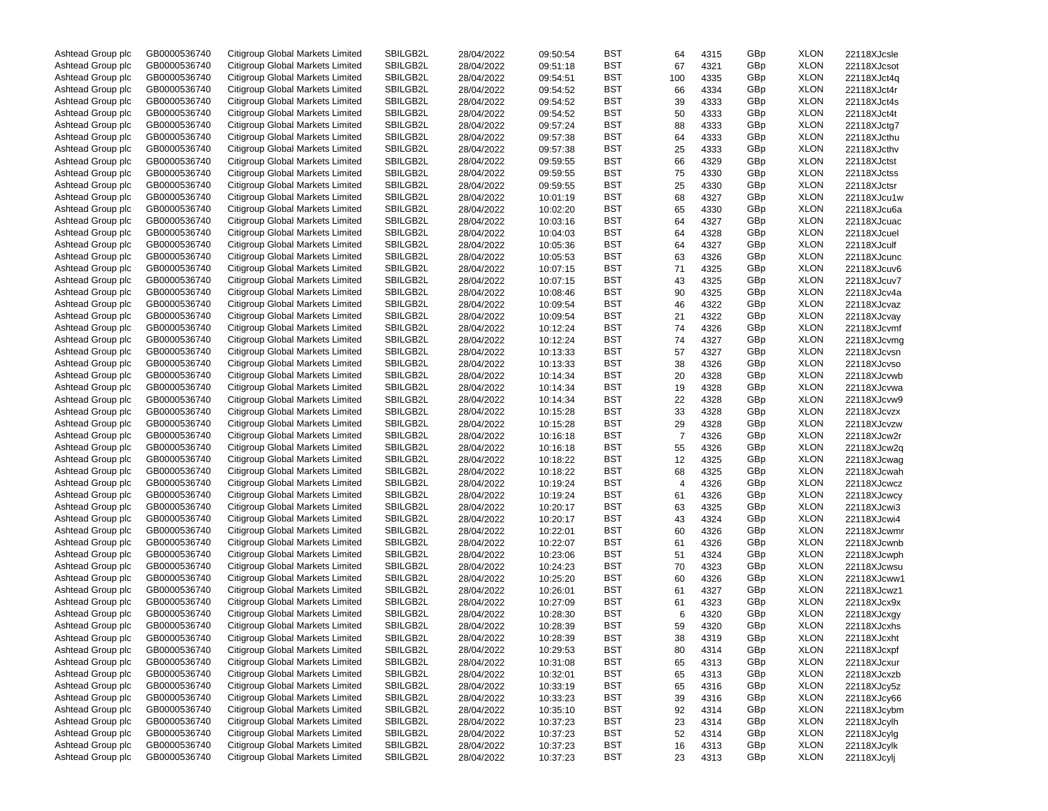| | | | | | | | | | | | |
|---|---|---|---|---|---|---|---|---|---|---|---|
| Ashtead Group plc | GB0000536740 | Citigroup Global Markets Limited | SBILGB2L | 28/04/2022 | 09:50:54 | BST | 64 | 4315 | GBp | XLON | 22118XJcsle |
| Ashtead Group plc | GB0000536740 | Citigroup Global Markets Limited | SBILGB2L | 28/04/2022 | 09:51:18 | BST | 67 | 4321 | GBp | XLON | 22118XJcsot |
| Ashtead Group plc | GB0000536740 | Citigroup Global Markets Limited | SBILGB2L | 28/04/2022 | 09:54:51 | BST | 100 | 4335 | GBp | XLON | 22118XJct4q |
| Ashtead Group plc | GB0000536740 | Citigroup Global Markets Limited | SBILGB2L | 28/04/2022 | 09:54:52 | BST | 66 | 4334 | GBp | XLON | 22118XJct4r |
| Ashtead Group plc | GB0000536740 | Citigroup Global Markets Limited | SBILGB2L | 28/04/2022 | 09:54:52 | BST | 39 | 4333 | GBp | XLON | 22118XJct4s |
| Ashtead Group plc | GB0000536740 | Citigroup Global Markets Limited | SBILGB2L | 28/04/2022 | 09:54:52 | BST | 50 | 4333 | GBp | XLON | 22118XJct4t |
| Ashtead Group plc | GB0000536740 | Citigroup Global Markets Limited | SBILGB2L | 28/04/2022 | 09:57:24 | BST | 88 | 4333 | GBp | XLON | 22118XJctg7 |
| Ashtead Group plc | GB0000536740 | Citigroup Global Markets Limited | SBILGB2L | 28/04/2022 | 09:57:38 | BST | 64 | 4333 | GBp | XLON | 22118XJcthu |
| Ashtead Group plc | GB0000536740 | Citigroup Global Markets Limited | SBILGB2L | 28/04/2022 | 09:57:38 | BST | 25 | 4333 | GBp | XLON | 22118XJcthv |
| Ashtead Group plc | GB0000536740 | Citigroup Global Markets Limited | SBILGB2L | 28/04/2022 | 09:59:55 | BST | 66 | 4329 | GBp | XLON | 22118XJctst |
| Ashtead Group plc | GB0000536740 | Citigroup Global Markets Limited | SBILGB2L | 28/04/2022 | 09:59:55 | BST | 75 | 4330 | GBp | XLON | 22118XJctss |
| Ashtead Group plc | GB0000536740 | Citigroup Global Markets Limited | SBILGB2L | 28/04/2022 | 09:59:55 | BST | 25 | 4330 | GBp | XLON | 22118XJctsr |
| Ashtead Group plc | GB0000536740 | Citigroup Global Markets Limited | SBILGB2L | 28/04/2022 | 10:01:19 | BST | 68 | 4327 | GBp | XLON | 22118XJcu1w |
| Ashtead Group plc | GB0000536740 | Citigroup Global Markets Limited | SBILGB2L | 28/04/2022 | 10:02:20 | BST | 65 | 4330 | GBp | XLON | 22118XJcu6a |
| Ashtead Group plc | GB0000536740 | Citigroup Global Markets Limited | SBILGB2L | 28/04/2022 | 10:03:16 | BST | 64 | 4327 | GBp | XLON | 22118XJcuac |
| Ashtead Group plc | GB0000536740 | Citigroup Global Markets Limited | SBILGB2L | 28/04/2022 | 10:04:03 | BST | 64 | 4328 | GBp | XLON | 22118XJcuel |
| Ashtead Group plc | GB0000536740 | Citigroup Global Markets Limited | SBILGB2L | 28/04/2022 | 10:05:36 | BST | 64 | 4327 | GBp | XLON | 22118XJculf |
| Ashtead Group plc | GB0000536740 | Citigroup Global Markets Limited | SBILGB2L | 28/04/2022 | 10:05:53 | BST | 63 | 4326 | GBp | XLON | 22118XJcunc |
| Ashtead Group plc | GB0000536740 | Citigroup Global Markets Limited | SBILGB2L | 28/04/2022 | 10:07:15 | BST | 71 | 4325 | GBp | XLON | 22118XJcuv6 |
| Ashtead Group plc | GB0000536740 | Citigroup Global Markets Limited | SBILGB2L | 28/04/2022 | 10:07:15 | BST | 43 | 4325 | GBp | XLON | 22118XJcuv7 |
| Ashtead Group plc | GB0000536740 | Citigroup Global Markets Limited | SBILGB2L | 28/04/2022 | 10:08:46 | BST | 90 | 4325 | GBp | XLON | 22118XJcv4a |
| Ashtead Group plc | GB0000536740 | Citigroup Global Markets Limited | SBILGB2L | 28/04/2022 | 10:09:54 | BST | 46 | 4322 | GBp | XLON | 22118XJcvaz |
| Ashtead Group plc | GB0000536740 | Citigroup Global Markets Limited | SBILGB2L | 28/04/2022 | 10:09:54 | BST | 21 | 4322 | GBp | XLON | 22118XJcvay |
| Ashtead Group plc | GB0000536740 | Citigroup Global Markets Limited | SBILGB2L | 28/04/2022 | 10:12:24 | BST | 74 | 4326 | GBp | XLON | 22118XJcvmf |
| Ashtead Group plc | GB0000536740 | Citigroup Global Markets Limited | SBILGB2L | 28/04/2022 | 10:12:24 | BST | 74 | 4327 | GBp | XLON | 22118XJcvmg |
| Ashtead Group plc | GB0000536740 | Citigroup Global Markets Limited | SBILGB2L | 28/04/2022 | 10:13:33 | BST | 57 | 4327 | GBp | XLON | 22118XJcvsn |
| Ashtead Group plc | GB0000536740 | Citigroup Global Markets Limited | SBILGB2L | 28/04/2022 | 10:13:33 | BST | 38 | 4326 | GBp | XLON | 22118XJcvso |
| Ashtead Group plc | GB0000536740 | Citigroup Global Markets Limited | SBILGB2L | 28/04/2022 | 10:14:34 | BST | 20 | 4328 | GBp | XLON | 22118XJcvwb |
| Ashtead Group plc | GB0000536740 | Citigroup Global Markets Limited | SBILGB2L | 28/04/2022 | 10:14:34 | BST | 19 | 4328 | GBp | XLON | 22118XJcvwa |
| Ashtead Group plc | GB0000536740 | Citigroup Global Markets Limited | SBILGB2L | 28/04/2022 | 10:14:34 | BST | 22 | 4328 | GBp | XLON | 22118XJcvw9 |
| Ashtead Group plc | GB0000536740 | Citigroup Global Markets Limited | SBILGB2L | 28/04/2022 | 10:15:28 | BST | 33 | 4328 | GBp | XLON | 22118XJcvzx |
| Ashtead Group plc | GB0000536740 | Citigroup Global Markets Limited | SBILGB2L | 28/04/2022 | 10:15:28 | BST | 29 | 4328 | GBp | XLON | 22118XJcvzw |
| Ashtead Group plc | GB0000536740 | Citigroup Global Markets Limited | SBILGB2L | 28/04/2022 | 10:16:18 | BST | 7 | 4326 | GBp | XLON | 22118XJcw2r |
| Ashtead Group plc | GB0000536740 | Citigroup Global Markets Limited | SBILGB2L | 28/04/2022 | 10:16:18 | BST | 55 | 4326 | GBp | XLON | 22118XJcw2q |
| Ashtead Group plc | GB0000536740 | Citigroup Global Markets Limited | SBILGB2L | 28/04/2022 | 10:18:22 | BST | 12 | 4325 | GBp | XLON | 22118XJcwag |
| Ashtead Group plc | GB0000536740 | Citigroup Global Markets Limited | SBILGB2L | 28/04/2022 | 10:18:22 | BST | 68 | 4325 | GBp | XLON | 22118XJcwah |
| Ashtead Group plc | GB0000536740 | Citigroup Global Markets Limited | SBILGB2L | 28/04/2022 | 10:19:24 | BST | 4 | 4326 | GBp | XLON | 22118XJcwcz |
| Ashtead Group plc | GB0000536740 | Citigroup Global Markets Limited | SBILGB2L | 28/04/2022 | 10:19:24 | BST | 61 | 4326 | GBp | XLON | 22118XJcwcy |
| Ashtead Group plc | GB0000536740 | Citigroup Global Markets Limited | SBILGB2L | 28/04/2022 | 10:20:17 | BST | 63 | 4325 | GBp | XLON | 22118XJcwi3 |
| Ashtead Group plc | GB0000536740 | Citigroup Global Markets Limited | SBILGB2L | 28/04/2022 | 10:20:17 | BST | 43 | 4324 | GBp | XLON | 22118XJcwi4 |
| Ashtead Group plc | GB0000536740 | Citigroup Global Markets Limited | SBILGB2L | 28/04/2022 | 10:22:01 | BST | 60 | 4326 | GBp | XLON | 22118XJcwmr |
| Ashtead Group plc | GB0000536740 | Citigroup Global Markets Limited | SBILGB2L | 28/04/2022 | 10:22:07 | BST | 61 | 4326 | GBp | XLON | 22118XJcwnb |
| Ashtead Group plc | GB0000536740 | Citigroup Global Markets Limited | SBILGB2L | 28/04/2022 | 10:23:06 | BST | 51 | 4324 | GBp | XLON | 22118XJcwph |
| Ashtead Group plc | GB0000536740 | Citigroup Global Markets Limited | SBILGB2L | 28/04/2022 | 10:24:23 | BST | 70 | 4323 | GBp | XLON | 22118XJcwsu |
| Ashtead Group plc | GB0000536740 | Citigroup Global Markets Limited | SBILGB2L | 28/04/2022 | 10:25:20 | BST | 60 | 4326 | GBp | XLON | 22118XJcww1 |
| Ashtead Group plc | GB0000536740 | Citigroup Global Markets Limited | SBILGB2L | 28/04/2022 | 10:26:01 | BST | 61 | 4327 | GBp | XLON | 22118XJcwz1 |
| Ashtead Group plc | GB0000536740 | Citigroup Global Markets Limited | SBILGB2L | 28/04/2022 | 10:27:09 | BST | 61 | 4323 | GBp | XLON | 22118XJcx9x |
| Ashtead Group plc | GB0000536740 | Citigroup Global Markets Limited | SBILGB2L | 28/04/2022 | 10:28:30 | BST | 6 | 4320 | GBp | XLON | 22118XJcxgy |
| Ashtead Group plc | GB0000536740 | Citigroup Global Markets Limited | SBILGB2L | 28/04/2022 | 10:28:39 | BST | 59 | 4320 | GBp | XLON | 22118XJcxhs |
| Ashtead Group plc | GB0000536740 | Citigroup Global Markets Limited | SBILGB2L | 28/04/2022 | 10:28:39 | BST | 38 | 4319 | GBp | XLON | 22118XJcxht |
| Ashtead Group plc | GB0000536740 | Citigroup Global Markets Limited | SBILGB2L | 28/04/2022 | 10:29:53 | BST | 80 | 4314 | GBp | XLON | 22118XJcxpf |
| Ashtead Group plc | GB0000536740 | Citigroup Global Markets Limited | SBILGB2L | 28/04/2022 | 10:31:08 | BST | 65 | 4313 | GBp | XLON | 22118XJcxur |
| Ashtead Group plc | GB0000536740 | Citigroup Global Markets Limited | SBILGB2L | 28/04/2022 | 10:32:01 | BST | 65 | 4313 | GBp | XLON | 22118XJcxzb |
| Ashtead Group plc | GB0000536740 | Citigroup Global Markets Limited | SBILGB2L | 28/04/2022 | 10:33:19 | BST | 65 | 4316 | GBp | XLON | 22118XJcy5z |
| Ashtead Group plc | GB0000536740 | Citigroup Global Markets Limited | SBILGB2L | 28/04/2022 | 10:33:23 | BST | 39 | 4316 | GBp | XLON | 22118XJcy66 |
| Ashtead Group plc | GB0000536740 | Citigroup Global Markets Limited | SBILGB2L | 28/04/2022 | 10:35:10 | BST | 92 | 4314 | GBp | XLON | 22118XJcybm |
| Ashtead Group plc | GB0000536740 | Citigroup Global Markets Limited | SBILGB2L | 28/04/2022 | 10:37:23 | BST | 23 | 4314 | GBp | XLON | 22118XJcylh |
| Ashtead Group plc | GB0000536740 | Citigroup Global Markets Limited | SBILGB2L | 28/04/2022 | 10:37:23 | BST | 52 | 4314 | GBp | XLON | 22118XJcylg |
| Ashtead Group plc | GB0000536740 | Citigroup Global Markets Limited | SBILGB2L | 28/04/2022 | 10:37:23 | BST | 16 | 4313 | GBp | XLON | 22118XJcylk |
| Ashtead Group plc | GB0000536740 | Citigroup Global Markets Limited | SBILGB2L | 28/04/2022 | 10:37:23 | BST | 23 | 4313 | GBp | XLON | 22118XJcylj |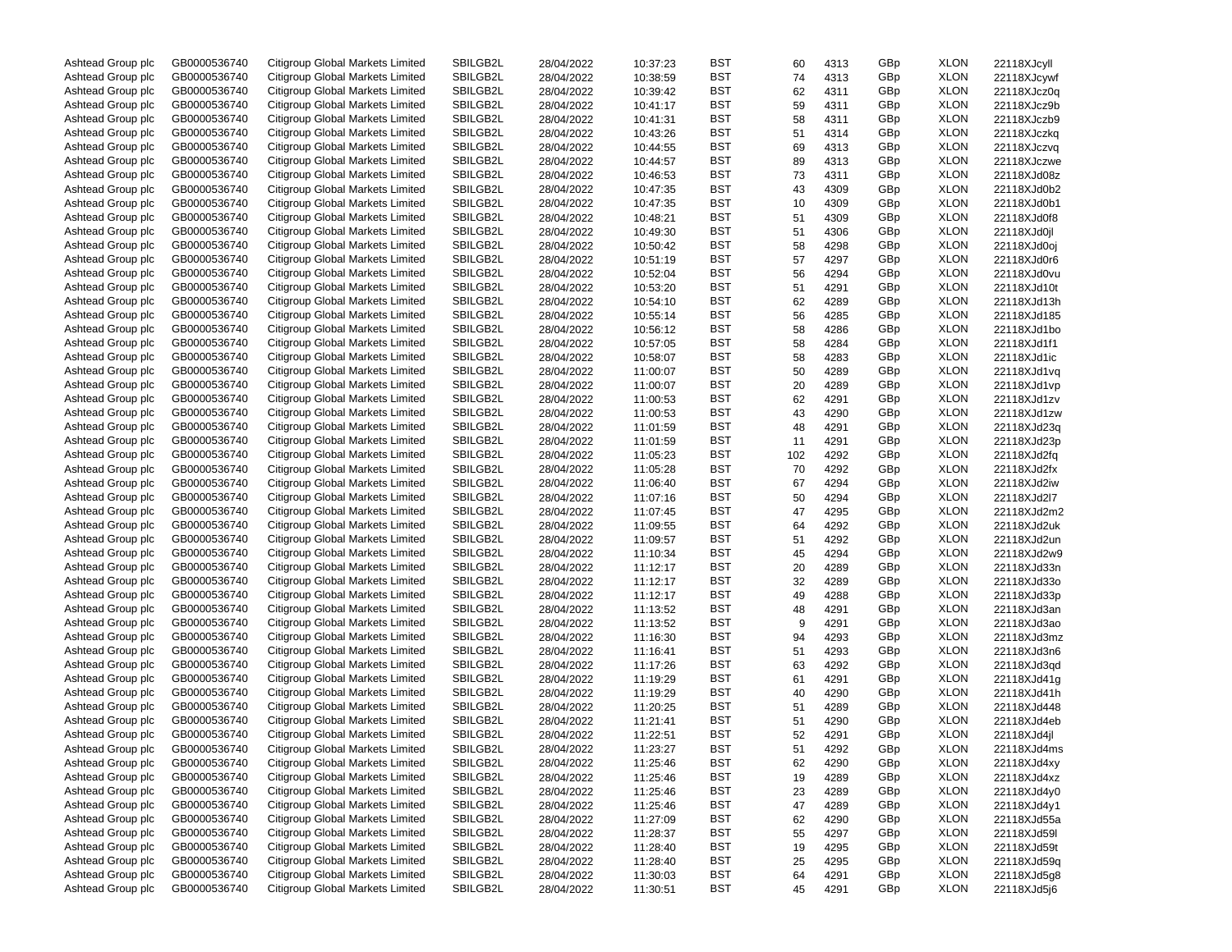| | | | | | | | | | | | |
|---|---|---|---|---|---|---|---|---|---|---|---|
| Ashtead Group plc | GB0000536740 | Citigroup Global Markets Limited | SBILGB2L | 28/04/2022 | 10:37:23 | BST | 60 | 4313 | GBp | XLON | 22118XJcyll |
| Ashtead Group plc | GB0000536740 | Citigroup Global Markets Limited | SBILGB2L | 28/04/2022 | 10:38:59 | BST | 74 | 4313 | GBp | XLON | 22118XJcywf |
| Ashtead Group plc | GB0000536740 | Citigroup Global Markets Limited | SBILGB2L | 28/04/2022 | 10:39:42 | BST | 62 | 4311 | GBp | XLON | 22118XJcz0q |
| Ashtead Group plc | GB0000536740 | Citigroup Global Markets Limited | SBILGB2L | 28/04/2022 | 10:41:17 | BST | 59 | 4311 | GBp | XLON | 22118XJcz9b |
| Ashtead Group plc | GB0000536740 | Citigroup Global Markets Limited | SBILGB2L | 28/04/2022 | 10:41:31 | BST | 58 | 4311 | GBp | XLON | 22118XJczb9 |
| Ashtead Group plc | GB0000536740 | Citigroup Global Markets Limited | SBILGB2L | 28/04/2022 | 10:43:26 | BST | 51 | 4314 | GBp | XLON | 22118XJczkq |
| Ashtead Group plc | GB0000536740 | Citigroup Global Markets Limited | SBILGB2L | 28/04/2022 | 10:44:55 | BST | 69 | 4313 | GBp | XLON | 22118XJczvq |
| Ashtead Group plc | GB0000536740 | Citigroup Global Markets Limited | SBILGB2L | 28/04/2022 | 10:44:57 | BST | 89 | 4313 | GBp | XLON | 22118XJczwe |
| Ashtead Group plc | GB0000536740 | Citigroup Global Markets Limited | SBILGB2L | 28/04/2022 | 10:46:53 | BST | 73 | 4311 | GBp | XLON | 22118XJd08z |
| Ashtead Group plc | GB0000536740 | Citigroup Global Markets Limited | SBILGB2L | 28/04/2022 | 10:47:35 | BST | 43 | 4309 | GBp | XLON | 22118XJd0b2 |
| Ashtead Group plc | GB0000536740 | Citigroup Global Markets Limited | SBILGB2L | 28/04/2022 | 10:47:35 | BST | 10 | 4309 | GBp | XLON | 22118XJd0b1 |
| Ashtead Group plc | GB0000536740 | Citigroup Global Markets Limited | SBILGB2L | 28/04/2022 | 10:48:21 | BST | 51 | 4309 | GBp | XLON | 22118XJd0f8 |
| Ashtead Group plc | GB0000536740 | Citigroup Global Markets Limited | SBILGB2L | 28/04/2022 | 10:49:30 | BST | 51 | 4306 | GBp | XLON | 22118XJd0jl |
| Ashtead Group plc | GB0000536740 | Citigroup Global Markets Limited | SBILGB2L | 28/04/2022 | 10:50:42 | BST | 58 | 4298 | GBp | XLON | 22118XJd0oj |
| Ashtead Group plc | GB0000536740 | Citigroup Global Markets Limited | SBILGB2L | 28/04/2022 | 10:51:19 | BST | 57 | 4297 | GBp | XLON | 22118XJd0r6 |
| Ashtead Group plc | GB0000536740 | Citigroup Global Markets Limited | SBILGB2L | 28/04/2022 | 10:52:04 | BST | 56 | 4294 | GBp | XLON | 22118XJd0vu |
| Ashtead Group plc | GB0000536740 | Citigroup Global Markets Limited | SBILGB2L | 28/04/2022 | 10:53:20 | BST | 51 | 4291 | GBp | XLON | 22118XJd10t |
| Ashtead Group plc | GB0000536740 | Citigroup Global Markets Limited | SBILGB2L | 28/04/2022 | 10:54:10 | BST | 62 | 4289 | GBp | XLON | 22118XJd13h |
| Ashtead Group plc | GB0000536740 | Citigroup Global Markets Limited | SBILGB2L | 28/04/2022 | 10:55:14 | BST | 56 | 4285 | GBp | XLON | 22118XJd185 |
| Ashtead Group plc | GB0000536740 | Citigroup Global Markets Limited | SBILGB2L | 28/04/2022 | 10:56:12 | BST | 58 | 4286 | GBp | XLON | 22118XJd1bo |
| Ashtead Group plc | GB0000536740 | Citigroup Global Markets Limited | SBILGB2L | 28/04/2022 | 10:57:05 | BST | 58 | 4284 | GBp | XLON | 22118XJd1f1 |
| Ashtead Group plc | GB0000536740 | Citigroup Global Markets Limited | SBILGB2L | 28/04/2022 | 10:58:07 | BST | 58 | 4283 | GBp | XLON | 22118XJd1ic |
| Ashtead Group plc | GB0000536740 | Citigroup Global Markets Limited | SBILGB2L | 28/04/2022 | 11:00:07 | BST | 50 | 4289 | GBp | XLON | 22118XJd1vq |
| Ashtead Group plc | GB0000536740 | Citigroup Global Markets Limited | SBILGB2L | 28/04/2022 | 11:00:07 | BST | 20 | 4289 | GBp | XLON | 22118XJd1vp |
| Ashtead Group plc | GB0000536740 | Citigroup Global Markets Limited | SBILGB2L | 28/04/2022 | 11:00:53 | BST | 62 | 4291 | GBp | XLON | 22118XJd1zv |
| Ashtead Group plc | GB0000536740 | Citigroup Global Markets Limited | SBILGB2L | 28/04/2022 | 11:00:53 | BST | 43 | 4290 | GBp | XLON | 22118XJd1zw |
| Ashtead Group plc | GB0000536740 | Citigroup Global Markets Limited | SBILGB2L | 28/04/2022 | 11:01:59 | BST | 48 | 4291 | GBp | XLON | 22118XJd23q |
| Ashtead Group plc | GB0000536740 | Citigroup Global Markets Limited | SBILGB2L | 28/04/2022 | 11:01:59 | BST | 11 | 4291 | GBp | XLON | 22118XJd23p |
| Ashtead Group plc | GB0000536740 | Citigroup Global Markets Limited | SBILGB2L | 28/04/2022 | 11:05:23 | BST | 102 | 4292 | GBp | XLON | 22118XJd2fq |
| Ashtead Group plc | GB0000536740 | Citigroup Global Markets Limited | SBILGB2L | 28/04/2022 | 11:05:28 | BST | 70 | 4292 | GBp | XLON | 22118XJd2fx |
| Ashtead Group plc | GB0000536740 | Citigroup Global Markets Limited | SBILGB2L | 28/04/2022 | 11:06:40 | BST | 67 | 4294 | GBp | XLON | 22118XJd2iw |
| Ashtead Group plc | GB0000536740 | Citigroup Global Markets Limited | SBILGB2L | 28/04/2022 | 11:07:16 | BST | 50 | 4294 | GBp | XLON | 22118XJd2l7 |
| Ashtead Group plc | GB0000536740 | Citigroup Global Markets Limited | SBILGB2L | 28/04/2022 | 11:07:45 | BST | 47 | 4295 | GBp | XLON | 22118XJd2m2 |
| Ashtead Group plc | GB0000536740 | Citigroup Global Markets Limited | SBILGB2L | 28/04/2022 | 11:09:55 | BST | 64 | 4292 | GBp | XLON | 22118XJd2uk |
| Ashtead Group plc | GB0000536740 | Citigroup Global Markets Limited | SBILGB2L | 28/04/2022 | 11:09:57 | BST | 51 | 4292 | GBp | XLON | 22118XJd2un |
| Ashtead Group plc | GB0000536740 | Citigroup Global Markets Limited | SBILGB2L | 28/04/2022 | 11:10:34 | BST | 45 | 4294 | GBp | XLON | 22118XJd2w9 |
| Ashtead Group plc | GB0000536740 | Citigroup Global Markets Limited | SBILGB2L | 28/04/2022 | 11:12:17 | BST | 20 | 4289 | GBp | XLON | 22118XJd33n |
| Ashtead Group plc | GB0000536740 | Citigroup Global Markets Limited | SBILGB2L | 28/04/2022 | 11:12:17 | BST | 32 | 4289 | GBp | XLON | 22118XJd33o |
| Ashtead Group plc | GB0000536740 | Citigroup Global Markets Limited | SBILGB2L | 28/04/2022 | 11:12:17 | BST | 49 | 4288 | GBp | XLON | 22118XJd33p |
| Ashtead Group plc | GB0000536740 | Citigroup Global Markets Limited | SBILGB2L | 28/04/2022 | 11:13:52 | BST | 48 | 4291 | GBp | XLON | 22118XJd3an |
| Ashtead Group plc | GB0000536740 | Citigroup Global Markets Limited | SBILGB2L | 28/04/2022 | 11:13:52 | BST | 9 | 4291 | GBp | XLON | 22118XJd3ao |
| Ashtead Group plc | GB0000536740 | Citigroup Global Markets Limited | SBILGB2L | 28/04/2022 | 11:16:30 | BST | 94 | 4293 | GBp | XLON | 22118XJd3mz |
| Ashtead Group plc | GB0000536740 | Citigroup Global Markets Limited | SBILGB2L | 28/04/2022 | 11:16:41 | BST | 51 | 4293 | GBp | XLON | 22118XJd3n6 |
| Ashtead Group plc | GB0000536740 | Citigroup Global Markets Limited | SBILGB2L | 28/04/2022 | 11:17:26 | BST | 63 | 4292 | GBp | XLON | 22118XJd3qd |
| Ashtead Group plc | GB0000536740 | Citigroup Global Markets Limited | SBILGB2L | 28/04/2022 | 11:19:29 | BST | 61 | 4291 | GBp | XLON | 22118XJd41g |
| Ashtead Group plc | GB0000536740 | Citigroup Global Markets Limited | SBILGB2L | 28/04/2022 | 11:19:29 | BST | 40 | 4290 | GBp | XLON | 22118XJd41h |
| Ashtead Group plc | GB0000536740 | Citigroup Global Markets Limited | SBILGB2L | 28/04/2022 | 11:20:25 | BST | 51 | 4289 | GBp | XLON | 22118XJd448 |
| Ashtead Group plc | GB0000536740 | Citigroup Global Markets Limited | SBILGB2L | 28/04/2022 | 11:21:41 | BST | 51 | 4290 | GBp | XLON | 22118XJd4eb |
| Ashtead Group plc | GB0000536740 | Citigroup Global Markets Limited | SBILGB2L | 28/04/2022 | 11:22:51 | BST | 52 | 4291 | GBp | XLON | 22118XJd4jl |
| Ashtead Group plc | GB0000536740 | Citigroup Global Markets Limited | SBILGB2L | 28/04/2022 | 11:23:27 | BST | 51 | 4292 | GBp | XLON | 22118XJd4ms |
| Ashtead Group plc | GB0000536740 | Citigroup Global Markets Limited | SBILGB2L | 28/04/2022 | 11:25:46 | BST | 62 | 4290 | GBp | XLON | 22118XJd4xy |
| Ashtead Group plc | GB0000536740 | Citigroup Global Markets Limited | SBILGB2L | 28/04/2022 | 11:25:46 | BST | 19 | 4289 | GBp | XLON | 22118XJd4xz |
| Ashtead Group plc | GB0000536740 | Citigroup Global Markets Limited | SBILGB2L | 28/04/2022 | 11:25:46 | BST | 23 | 4289 | GBp | XLON | 22118XJd4y0 |
| Ashtead Group plc | GB0000536740 | Citigroup Global Markets Limited | SBILGB2L | 28/04/2022 | 11:25:46 | BST | 47 | 4289 | GBp | XLON | 22118XJd4y1 |
| Ashtead Group plc | GB0000536740 | Citigroup Global Markets Limited | SBILGB2L | 28/04/2022 | 11:27:09 | BST | 62 | 4290 | GBp | XLON | 22118XJd55a |
| Ashtead Group plc | GB0000536740 | Citigroup Global Markets Limited | SBILGB2L | 28/04/2022 | 11:28:37 | BST | 55 | 4297 | GBp | XLON | 22118XJd59l |
| Ashtead Group plc | GB0000536740 | Citigroup Global Markets Limited | SBILGB2L | 28/04/2022 | 11:28:40 | BST | 19 | 4295 | GBp | XLON | 22118XJd59t |
| Ashtead Group plc | GB0000536740 | Citigroup Global Markets Limited | SBILGB2L | 28/04/2022 | 11:28:40 | BST | 25 | 4295 | GBp | XLON | 22118XJd59q |
| Ashtead Group plc | GB0000536740 | Citigroup Global Markets Limited | SBILGB2L | 28/04/2022 | 11:30:03 | BST | 64 | 4291 | GBp | XLON | 22118XJd5g8 |
| Ashtead Group plc | GB0000536740 | Citigroup Global Markets Limited | SBILGB2L | 28/04/2022 | 11:30:51 | BST | 45 | 4291 | GBp | XLON | 22118XJd5j6 |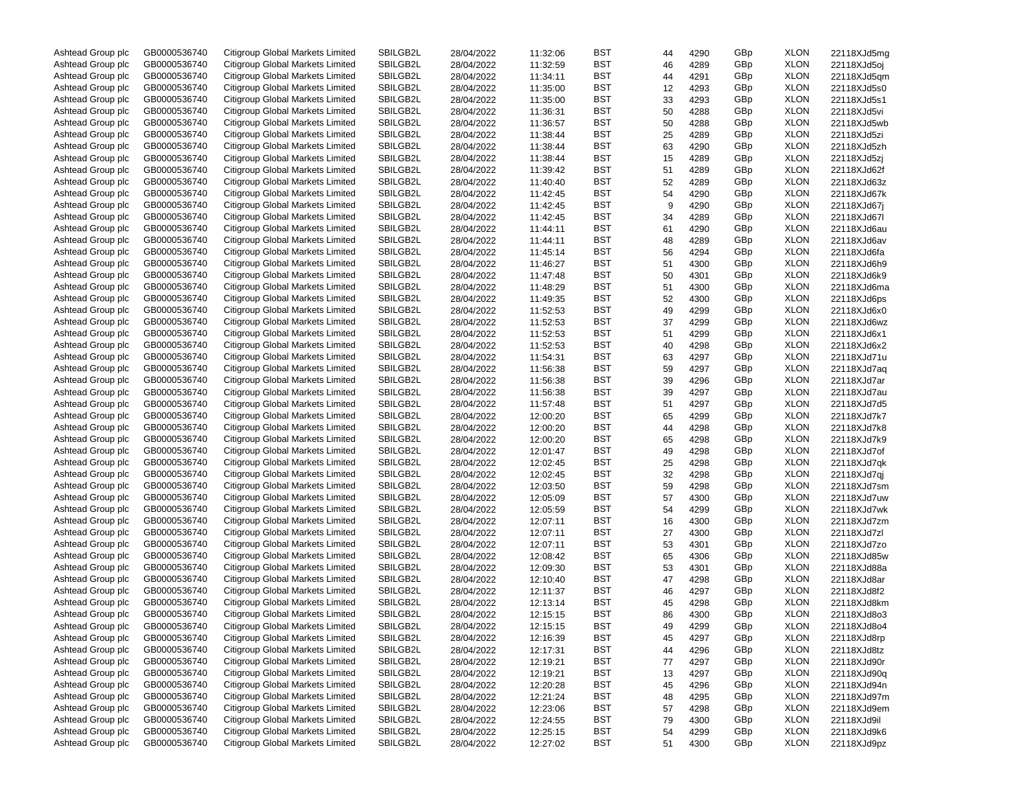| Ashtead Group plc | GB0000536740 | Citigroup Global Markets Limited | SBILGB2L | 28/04/2022 | 11:32:06 | BST | 44 | 4290 | GBp | XLON | 22118XJd5mg |
|---|---|---|---|---|---|---|---|---|---|---|---|
| Ashtead Group plc | GB0000536740 | Citigroup Global Markets Limited | SBILGB2L | 28/04/2022 | 11:32:59 | BST | 46 | 4289 | GBp | XLON | 22118XJd5oj |
| Ashtead Group plc | GB0000536740 | Citigroup Global Markets Limited | SBILGB2L | 28/04/2022 | 11:34:11 | BST | 44 | 4291 | GBp | XLON | 22118XJd5qm |
| Ashtead Group plc | GB0000536740 | Citigroup Global Markets Limited | SBILGB2L | 28/04/2022 | 11:35:00 | BST | 12 | 4293 | GBp | XLON | 22118XJd5s0 |
| Ashtead Group plc | GB0000536740 | Citigroup Global Markets Limited | SBILGB2L | 28/04/2022 | 11:35:00 | BST | 33 | 4293 | GBp | XLON | 22118XJd5s1 |
| Ashtead Group plc | GB0000536740 | Citigroup Global Markets Limited | SBILGB2L | 28/04/2022 | 11:36:31 | BST | 50 | 4288 | GBp | XLON | 22118XJd5vi |
| Ashtead Group plc | GB0000536740 | Citigroup Global Markets Limited | SBILGB2L | 28/04/2022 | 11:36:57 | BST | 50 | 4288 | GBp | XLON | 22118XJd5wb |
| Ashtead Group plc | GB0000536740 | Citigroup Global Markets Limited | SBILGB2L | 28/04/2022 | 11:38:44 | BST | 25 | 4289 | GBp | XLON | 22118XJd5zi |
| Ashtead Group plc | GB0000536740 | Citigroup Global Markets Limited | SBILGB2L | 28/04/2022 | 11:38:44 | BST | 63 | 4290 | GBp | XLON | 22118XJd5zh |
| Ashtead Group plc | GB0000536740 | Citigroup Global Markets Limited | SBILGB2L | 28/04/2022 | 11:38:44 | BST | 15 | 4289 | GBp | XLON | 22118XJd5zj |
| Ashtead Group plc | GB0000536740 | Citigroup Global Markets Limited | SBILGB2L | 28/04/2022 | 11:39:42 | BST | 51 | 4289 | GBp | XLON | 22118XJd62f |
| Ashtead Group plc | GB0000536740 | Citigroup Global Markets Limited | SBILGB2L | 28/04/2022 | 11:40:40 | BST | 52 | 4289 | GBp | XLON | 22118XJd63z |
| Ashtead Group plc | GB0000536740 | Citigroup Global Markets Limited | SBILGB2L | 28/04/2022 | 11:42:45 | BST | 54 | 4290 | GBp | XLON | 22118XJd67k |
| Ashtead Group plc | GB0000536740 | Citigroup Global Markets Limited | SBILGB2L | 28/04/2022 | 11:42:45 | BST | 9 | 4290 | GBp | XLON | 22118XJd67j |
| Ashtead Group plc | GB0000536740 | Citigroup Global Markets Limited | SBILGB2L | 28/04/2022 | 11:42:45 | BST | 34 | 4289 | GBp | XLON | 22118XJd67l |
| Ashtead Group plc | GB0000536740 | Citigroup Global Markets Limited | SBILGB2L | 28/04/2022 | 11:44:11 | BST | 61 | 4290 | GBp | XLON | 22118XJd6au |
| Ashtead Group plc | GB0000536740 | Citigroup Global Markets Limited | SBILGB2L | 28/04/2022 | 11:44:11 | BST | 48 | 4289 | GBp | XLON | 22118XJd6av |
| Ashtead Group plc | GB0000536740 | Citigroup Global Markets Limited | SBILGB2L | 28/04/2022 | 11:45:14 | BST | 56 | 4294 | GBp | XLON | 22118XJd6fa |
| Ashtead Group plc | GB0000536740 | Citigroup Global Markets Limited | SBILGB2L | 28/04/2022 | 11:46:27 | BST | 51 | 4300 | GBp | XLON | 22118XJd6h9 |
| Ashtead Group plc | GB0000536740 | Citigroup Global Markets Limited | SBILGB2L | 28/04/2022 | 11:47:48 | BST | 50 | 4301 | GBp | XLON | 22118XJd6k9 |
| Ashtead Group plc | GB0000536740 | Citigroup Global Markets Limited | SBILGB2L | 28/04/2022 | 11:48:29 | BST | 51 | 4300 | GBp | XLON | 22118XJd6ma |
| Ashtead Group plc | GB0000536740 | Citigroup Global Markets Limited | SBILGB2L | 28/04/2022 | 11:49:35 | BST | 52 | 4300 | GBp | XLON | 22118XJd6ps |
| Ashtead Group plc | GB0000536740 | Citigroup Global Markets Limited | SBILGB2L | 28/04/2022 | 11:52:53 | BST | 49 | 4299 | GBp | XLON | 22118XJd6x0 |
| Ashtead Group plc | GB0000536740 | Citigroup Global Markets Limited | SBILGB2L | 28/04/2022 | 11:52:53 | BST | 37 | 4299 | GBp | XLON | 22118XJd6wz |
| Ashtead Group plc | GB0000536740 | Citigroup Global Markets Limited | SBILGB2L | 28/04/2022 | 11:52:53 | BST | 51 | 4299 | GBp | XLON | 22118XJd6x1 |
| Ashtead Group plc | GB0000536740 | Citigroup Global Markets Limited | SBILGB2L | 28/04/2022 | 11:52:53 | BST | 40 | 4298 | GBp | XLON | 22118XJd6x2 |
| Ashtead Group plc | GB0000536740 | Citigroup Global Markets Limited | SBILGB2L | 28/04/2022 | 11:54:31 | BST | 63 | 4297 | GBp | XLON | 22118XJd71u |
| Ashtead Group plc | GB0000536740 | Citigroup Global Markets Limited | SBILGB2L | 28/04/2022 | 11:56:38 | BST | 59 | 4297 | GBp | XLON | 22118XJd7aq |
| Ashtead Group plc | GB0000536740 | Citigroup Global Markets Limited | SBILGB2L | 28/04/2022 | 11:56:38 | BST | 39 | 4296 | GBp | XLON | 22118XJd7ar |
| Ashtead Group plc | GB0000536740 | Citigroup Global Markets Limited | SBILGB2L | 28/04/2022 | 11:56:38 | BST | 39 | 4297 | GBp | XLON | 22118XJd7au |
| Ashtead Group plc | GB0000536740 | Citigroup Global Markets Limited | SBILGB2L | 28/04/2022 | 11:57:48 | BST | 51 | 4297 | GBp | XLON | 22118XJd7d5 |
| Ashtead Group plc | GB0000536740 | Citigroup Global Markets Limited | SBILGB2L | 28/04/2022 | 12:00:20 | BST | 65 | 4299 | GBp | XLON | 22118XJd7k7 |
| Ashtead Group plc | GB0000536740 | Citigroup Global Markets Limited | SBILGB2L | 28/04/2022 | 12:00:20 | BST | 44 | 4298 | GBp | XLON | 22118XJd7k8 |
| Ashtead Group plc | GB0000536740 | Citigroup Global Markets Limited | SBILGB2L | 28/04/2022 | 12:00:20 | BST | 65 | 4298 | GBp | XLON | 22118XJd7k9 |
| Ashtead Group plc | GB0000536740 | Citigroup Global Markets Limited | SBILGB2L | 28/04/2022 | 12:01:47 | BST | 49 | 4298 | GBp | XLON | 22118XJd7of |
| Ashtead Group plc | GB0000536740 | Citigroup Global Markets Limited | SBILGB2L | 28/04/2022 | 12:02:45 | BST | 25 | 4298 | GBp | XLON | 22118XJd7qk |
| Ashtead Group plc | GB0000536740 | Citigroup Global Markets Limited | SBILGB2L | 28/04/2022 | 12:02:45 | BST | 32 | 4298 | GBp | XLON | 22118XJd7qj |
| Ashtead Group plc | GB0000536740 | Citigroup Global Markets Limited | SBILGB2L | 28/04/2022 | 12:03:50 | BST | 59 | 4298 | GBp | XLON | 22118XJd7sm |
| Ashtead Group plc | GB0000536740 | Citigroup Global Markets Limited | SBILGB2L | 28/04/2022 | 12:05:09 | BST | 57 | 4300 | GBp | XLON | 22118XJd7uw |
| Ashtead Group plc | GB0000536740 | Citigroup Global Markets Limited | SBILGB2L | 28/04/2022 | 12:05:59 | BST | 54 | 4299 | GBp | XLON | 22118XJd7wk |
| Ashtead Group plc | GB0000536740 | Citigroup Global Markets Limited | SBILGB2L | 28/04/2022 | 12:07:11 | BST | 16 | 4300 | GBp | XLON | 22118XJd7zm |
| Ashtead Group plc | GB0000536740 | Citigroup Global Markets Limited | SBILGB2L | 28/04/2022 | 12:07:11 | BST | 27 | 4300 | GBp | XLON | 22118XJd7zl |
| Ashtead Group plc | GB0000536740 | Citigroup Global Markets Limited | SBILGB2L | 28/04/2022 | 12:07:11 | BST | 53 | 4301 | GBp | XLON | 22118XJd7zo |
| Ashtead Group plc | GB0000536740 | Citigroup Global Markets Limited | SBILGB2L | 28/04/2022 | 12:08:42 | BST | 65 | 4306 | GBp | XLON | 22118XJd85w |
| Ashtead Group plc | GB0000536740 | Citigroup Global Markets Limited | SBILGB2L | 28/04/2022 | 12:09:30 | BST | 53 | 4301 | GBp | XLON | 22118XJd88a |
| Ashtead Group plc | GB0000536740 | Citigroup Global Markets Limited | SBILGB2L | 28/04/2022 | 12:10:40 | BST | 47 | 4298 | GBp | XLON | 22118XJd8ar |
| Ashtead Group plc | GB0000536740 | Citigroup Global Markets Limited | SBILGB2L | 28/04/2022 | 12:11:37 | BST | 46 | 4297 | GBp | XLON | 22118XJd8f2 |
| Ashtead Group plc | GB0000536740 | Citigroup Global Markets Limited | SBILGB2L | 28/04/2022 | 12:13:14 | BST | 45 | 4298 | GBp | XLON | 22118XJd8km |
| Ashtead Group plc | GB0000536740 | Citigroup Global Markets Limited | SBILGB2L | 28/04/2022 | 12:15:15 | BST | 86 | 4300 | GBp | XLON | 22118XJd8o3 |
| Ashtead Group plc | GB0000536740 | Citigroup Global Markets Limited | SBILGB2L | 28/04/2022 | 12:15:15 | BST | 49 | 4299 | GBp | XLON | 22118XJd8o4 |
| Ashtead Group plc | GB0000536740 | Citigroup Global Markets Limited | SBILGB2L | 28/04/2022 | 12:16:39 | BST | 45 | 4297 | GBp | XLON | 22118XJd8rp |
| Ashtead Group plc | GB0000536740 | Citigroup Global Markets Limited | SBILGB2L | 28/04/2022 | 12:17:31 | BST | 44 | 4296 | GBp | XLON | 22118XJd8tz |
| Ashtead Group plc | GB0000536740 | Citigroup Global Markets Limited | SBILGB2L | 28/04/2022 | 12:19:21 | BST | 77 | 4297 | GBp | XLON | 22118XJd90r |
| Ashtead Group plc | GB0000536740 | Citigroup Global Markets Limited | SBILGB2L | 28/04/2022 | 12:19:21 | BST | 13 | 4297 | GBp | XLON | 22118XJd90q |
| Ashtead Group plc | GB0000536740 | Citigroup Global Markets Limited | SBILGB2L | 28/04/2022 | 12:20:28 | BST | 45 | 4296 | GBp | XLON | 22118XJd94n |
| Ashtead Group plc | GB0000536740 | Citigroup Global Markets Limited | SBILGB2L | 28/04/2022 | 12:21:24 | BST | 48 | 4295 | GBp | XLON | 22118XJd97m |
| Ashtead Group plc | GB0000536740 | Citigroup Global Markets Limited | SBILGB2L | 28/04/2022 | 12:23:06 | BST | 57 | 4298 | GBp | XLON | 22118XJd9em |
| Ashtead Group plc | GB0000536740 | Citigroup Global Markets Limited | SBILGB2L | 28/04/2022 | 12:24:55 | BST | 79 | 4300 | GBp | XLON | 22118XJd9il |
| Ashtead Group plc | GB0000536740 | Citigroup Global Markets Limited | SBILGB2L | 28/04/2022 | 12:25:15 | BST | 54 | 4299 | GBp | XLON | 22118XJd9k6 |
| Ashtead Group plc | GB0000536740 | Citigroup Global Markets Limited | SBILGB2L | 28/04/2022 | 12:27:02 | BST | 51 | 4300 | GBp | XLON | 22118XJd9pz |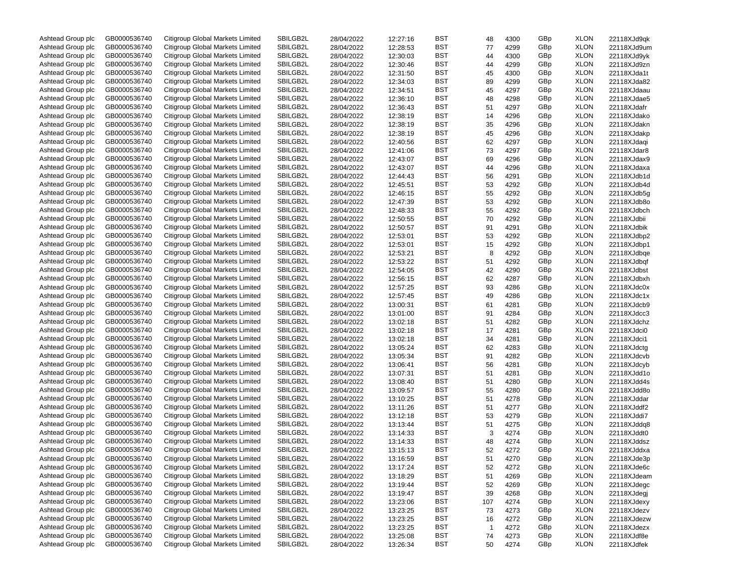| | | | | | | | | | | | |
|---|---|---|---|---|---|---|---|---|---|---|---|
| Ashtead Group plc | GB0000536740 | Citigroup Global Markets Limited | SBILGB2L | 28/04/2022 | 12:27:16 | BST | 48 | 4300 | GBp | XLON | 22118XJd9qk |
| Ashtead Group plc | GB0000536740 | Citigroup Global Markets Limited | SBILGB2L | 28/04/2022 | 12:28:53 | BST | 77 | 4299 | GBp | XLON | 22118XJd9um |
| Ashtead Group plc | GB0000536740 | Citigroup Global Markets Limited | SBILGB2L | 28/04/2022 | 12:30:03 | BST | 44 | 4300 | GBp | XLON | 22118XJd9yk |
| Ashtead Group plc | GB0000536740 | Citigroup Global Markets Limited | SBILGB2L | 28/04/2022 | 12:30:46 | BST | 44 | 4299 | GBp | XLON | 22118XJd9zn |
| Ashtead Group plc | GB0000536740 | Citigroup Global Markets Limited | SBILGB2L | 28/04/2022 | 12:31:50 | BST | 45 | 4300 | GBp | XLON | 22118XJda1t |
| Ashtead Group plc | GB0000536740 | Citigroup Global Markets Limited | SBILGB2L | 28/04/2022 | 12:34:03 | BST | 89 | 4299 | GBp | XLON | 22118XJda82 |
| Ashtead Group plc | GB0000536740 | Citigroup Global Markets Limited | SBILGB2L | 28/04/2022 | 12:34:51 | BST | 45 | 4297 | GBp | XLON | 22118XJdaau |
| Ashtead Group plc | GB0000536740 | Citigroup Global Markets Limited | SBILGB2L | 28/04/2022 | 12:36:10 | BST | 48 | 4298 | GBp | XLON | 22118XJdae5 |
| Ashtead Group plc | GB0000536740 | Citigroup Global Markets Limited | SBILGB2L | 28/04/2022 | 12:36:43 | BST | 51 | 4297 | GBp | XLON | 22118XJdafr |
| Ashtead Group plc | GB0000536740 | Citigroup Global Markets Limited | SBILGB2L | 28/04/2022 | 12:38:19 | BST | 14 | 4296 | GBp | XLON | 22118XJdako |
| Ashtead Group plc | GB0000536740 | Citigroup Global Markets Limited | SBILGB2L | 28/04/2022 | 12:38:19 | BST | 35 | 4296 | GBp | XLON | 22118XJdakn |
| Ashtead Group plc | GB0000536740 | Citigroup Global Markets Limited | SBILGB2L | 28/04/2022 | 12:38:19 | BST | 45 | 4296 | GBp | XLON | 22118XJdakp |
| Ashtead Group plc | GB0000536740 | Citigroup Global Markets Limited | SBILGB2L | 28/04/2022 | 12:40:56 | BST | 62 | 4297 | GBp | XLON | 22118XJdaqi |
| Ashtead Group plc | GB0000536740 | Citigroup Global Markets Limited | SBILGB2L | 28/04/2022 | 12:41:06 | BST | 73 | 4297 | GBp | XLON | 22118XJdar8 |
| Ashtead Group plc | GB0000536740 | Citigroup Global Markets Limited | SBILGB2L | 28/04/2022 | 12:43:07 | BST | 69 | 4296 | GBp | XLON | 22118XJdax9 |
| Ashtead Group plc | GB0000536740 | Citigroup Global Markets Limited | SBILGB2L | 28/04/2022 | 12:43:07 | BST | 44 | 4296 | GBp | XLON | 22118XJdaxa |
| Ashtead Group plc | GB0000536740 | Citigroup Global Markets Limited | SBILGB2L | 28/04/2022 | 12:44:43 | BST | 56 | 4291 | GBp | XLON | 22118XJdb1d |
| Ashtead Group plc | GB0000536740 | Citigroup Global Markets Limited | SBILGB2L | 28/04/2022 | 12:45:51 | BST | 53 | 4292 | GBp | XLON | 22118XJdb4d |
| Ashtead Group plc | GB0000536740 | Citigroup Global Markets Limited | SBILGB2L | 28/04/2022 | 12:46:15 | BST | 55 | 4292 | GBp | XLON | 22118XJdb5g |
| Ashtead Group plc | GB0000536740 | Citigroup Global Markets Limited | SBILGB2L | 28/04/2022 | 12:47:39 | BST | 53 | 4292 | GBp | XLON | 22118XJdb8o |
| Ashtead Group plc | GB0000536740 | Citigroup Global Markets Limited | SBILGB2L | 28/04/2022 | 12:48:33 | BST | 55 | 4292 | GBp | XLON | 22118XJdbch |
| Ashtead Group plc | GB0000536740 | Citigroup Global Markets Limited | SBILGB2L | 28/04/2022 | 12:50:55 | BST | 70 | 4292 | GBp | XLON | 22118XJdbii |
| Ashtead Group plc | GB0000536740 | Citigroup Global Markets Limited | SBILGB2L | 28/04/2022 | 12:50:57 | BST | 91 | 4291 | GBp | XLON | 22118XJdbik |
| Ashtead Group plc | GB0000536740 | Citigroup Global Markets Limited | SBILGB2L | 28/04/2022 | 12:53:01 | BST | 53 | 4292 | GBp | XLON | 22118XJdbp2 |
| Ashtead Group plc | GB0000536740 | Citigroup Global Markets Limited | SBILGB2L | 28/04/2022 | 12:53:01 | BST | 15 | 4292 | GBp | XLON | 22118XJdbp1 |
| Ashtead Group plc | GB0000536740 | Citigroup Global Markets Limited | SBILGB2L | 28/04/2022 | 12:53:21 | BST | 8 | 4292 | GBp | XLON | 22118XJdbqe |
| Ashtead Group plc | GB0000536740 | Citigroup Global Markets Limited | SBILGB2L | 28/04/2022 | 12:53:22 | BST | 51 | 4292 | GBp | XLON | 22118XJdbqf |
| Ashtead Group plc | GB0000536740 | Citigroup Global Markets Limited | SBILGB2L | 28/04/2022 | 12:54:05 | BST | 42 | 4290 | GBp | XLON | 22118XJdbst |
| Ashtead Group plc | GB0000536740 | Citigroup Global Markets Limited | SBILGB2L | 28/04/2022 | 12:56:15 | BST | 62 | 4287 | GBp | XLON | 22118XJdbxh |
| Ashtead Group plc | GB0000536740 | Citigroup Global Markets Limited | SBILGB2L | 28/04/2022 | 12:57:25 | BST | 93 | 4286 | GBp | XLON | 22118XJdc0x |
| Ashtead Group plc | GB0000536740 | Citigroup Global Markets Limited | SBILGB2L | 28/04/2022 | 12:57:45 | BST | 49 | 4286 | GBp | XLON | 22118XJdc1x |
| Ashtead Group plc | GB0000536740 | Citigroup Global Markets Limited | SBILGB2L | 28/04/2022 | 13:00:31 | BST | 61 | 4281 | GBp | XLON | 22118XJdcb9 |
| Ashtead Group plc | GB0000536740 | Citigroup Global Markets Limited | SBILGB2L | 28/04/2022 | 13:01:00 | BST | 91 | 4284 | GBp | XLON | 22118XJdcc3 |
| Ashtead Group plc | GB0000536740 | Citigroup Global Markets Limited | SBILGB2L | 28/04/2022 | 13:02:18 | BST | 51 | 4282 | GBp | XLON | 22118XJdchz |
| Ashtead Group plc | GB0000536740 | Citigroup Global Markets Limited | SBILGB2L | 28/04/2022 | 13:02:18 | BST | 17 | 4281 | GBp | XLON | 22118XJdci0 |
| Ashtead Group plc | GB0000536740 | Citigroup Global Markets Limited | SBILGB2L | 28/04/2022 | 13:02:18 | BST | 34 | 4281 | GBp | XLON | 22118XJdci1 |
| Ashtead Group plc | GB0000536740 | Citigroup Global Markets Limited | SBILGB2L | 28/04/2022 | 13:05:24 | BST | 62 | 4283 | GBp | XLON | 22118XJdctg |
| Ashtead Group plc | GB0000536740 | Citigroup Global Markets Limited | SBILGB2L | 28/04/2022 | 13:05:34 | BST | 91 | 4282 | GBp | XLON | 22118XJdcvb |
| Ashtead Group plc | GB0000536740 | Citigroup Global Markets Limited | SBILGB2L | 28/04/2022 | 13:06:41 | BST | 56 | 4281 | GBp | XLON | 22118XJdcyb |
| Ashtead Group plc | GB0000536740 | Citigroup Global Markets Limited | SBILGB2L | 28/04/2022 | 13:07:31 | BST | 51 | 4281 | GBp | XLON | 22118XJdd1o |
| Ashtead Group plc | GB0000536740 | Citigroup Global Markets Limited | SBILGB2L | 28/04/2022 | 13:08:40 | BST | 51 | 4280 | GBp | XLON | 22118XJdd4s |
| Ashtead Group plc | GB0000536740 | Citigroup Global Markets Limited | SBILGB2L | 28/04/2022 | 13:09:57 | BST | 55 | 4280 | GBp | XLON | 22118XJdd8o |
| Ashtead Group plc | GB0000536740 | Citigroup Global Markets Limited | SBILGB2L | 28/04/2022 | 13:10:25 | BST | 51 | 4278 | GBp | XLON | 22118XJddar |
| Ashtead Group plc | GB0000536740 | Citigroup Global Markets Limited | SBILGB2L | 28/04/2022 | 13:11:26 | BST | 51 | 4277 | GBp | XLON | 22118XJddf2 |
| Ashtead Group plc | GB0000536740 | Citigroup Global Markets Limited | SBILGB2L | 28/04/2022 | 13:12:18 | BST | 53 | 4279 | GBp | XLON | 22118XJddi7 |
| Ashtead Group plc | GB0000536740 | Citigroup Global Markets Limited | SBILGB2L | 28/04/2022 | 13:13:44 | BST | 51 | 4275 | GBp | XLON | 22118XJddq8 |
| Ashtead Group plc | GB0000536740 | Citigroup Global Markets Limited | SBILGB2L | 28/04/2022 | 13:14:33 | BST | 3 | 4274 | GBp | XLON | 22118XJddt0 |
| Ashtead Group plc | GB0000536740 | Citigroup Global Markets Limited | SBILGB2L | 28/04/2022 | 13:14:33 | BST | 48 | 4274 | GBp | XLON | 22118XJddsz |
| Ashtead Group plc | GB0000536740 | Citigroup Global Markets Limited | SBILGB2L | 28/04/2022 | 13:15:13 | BST | 52 | 4272 | GBp | XLON | 22118XJddxa |
| Ashtead Group plc | GB0000536740 | Citigroup Global Markets Limited | SBILGB2L | 28/04/2022 | 13:16:59 | BST | 51 | 4270 | GBp | XLON | 22118XJde3p |
| Ashtead Group plc | GB0000536740 | Citigroup Global Markets Limited | SBILGB2L | 28/04/2022 | 13:17:24 | BST | 52 | 4272 | GBp | XLON | 22118XJde6c |
| Ashtead Group plc | GB0000536740 | Citigroup Global Markets Limited | SBILGB2L | 28/04/2022 | 13:18:29 | BST | 51 | 4269 | GBp | XLON | 22118XJdeam |
| Ashtead Group plc | GB0000536740 | Citigroup Global Markets Limited | SBILGB2L | 28/04/2022 | 13:19:44 | BST | 52 | 4269 | GBp | XLON | 22118XJdegc |
| Ashtead Group plc | GB0000536740 | Citigroup Global Markets Limited | SBILGB2L | 28/04/2022 | 13:19:47 | BST | 39 | 4268 | GBp | XLON | 22118XJdegj |
| Ashtead Group plc | GB0000536740 | Citigroup Global Markets Limited | SBILGB2L | 28/04/2022 | 13:23:06 | BST | 107 | 4274 | GBp | XLON | 22118XJdexy |
| Ashtead Group plc | GB0000536740 | Citigroup Global Markets Limited | SBILGB2L | 28/04/2022 | 13:23:25 | BST | 73 | 4273 | GBp | XLON | 22118XJdezv |
| Ashtead Group plc | GB0000536740 | Citigroup Global Markets Limited | SBILGB2L | 28/04/2022 | 13:23:25 | BST | 16 | 4272 | GBp | XLON | 22118XJdezw |
| Ashtead Group plc | GB0000536740 | Citigroup Global Markets Limited | SBILGB2L | 28/04/2022 | 13:23:25 | BST | 1 | 4272 | GBp | XLON | 22118XJdezx |
| Ashtead Group plc | GB0000536740 | Citigroup Global Markets Limited | SBILGB2L | 28/04/2022 | 13:25:08 | BST | 74 | 4273 | GBp | XLON | 22118XJdf8e |
| Ashtead Group plc | GB0000536740 | Citigroup Global Markets Limited | SBILGB2L | 28/04/2022 | 13:26:34 | BST | 50 | 4274 | GBp | XLON | 22118XJdfek |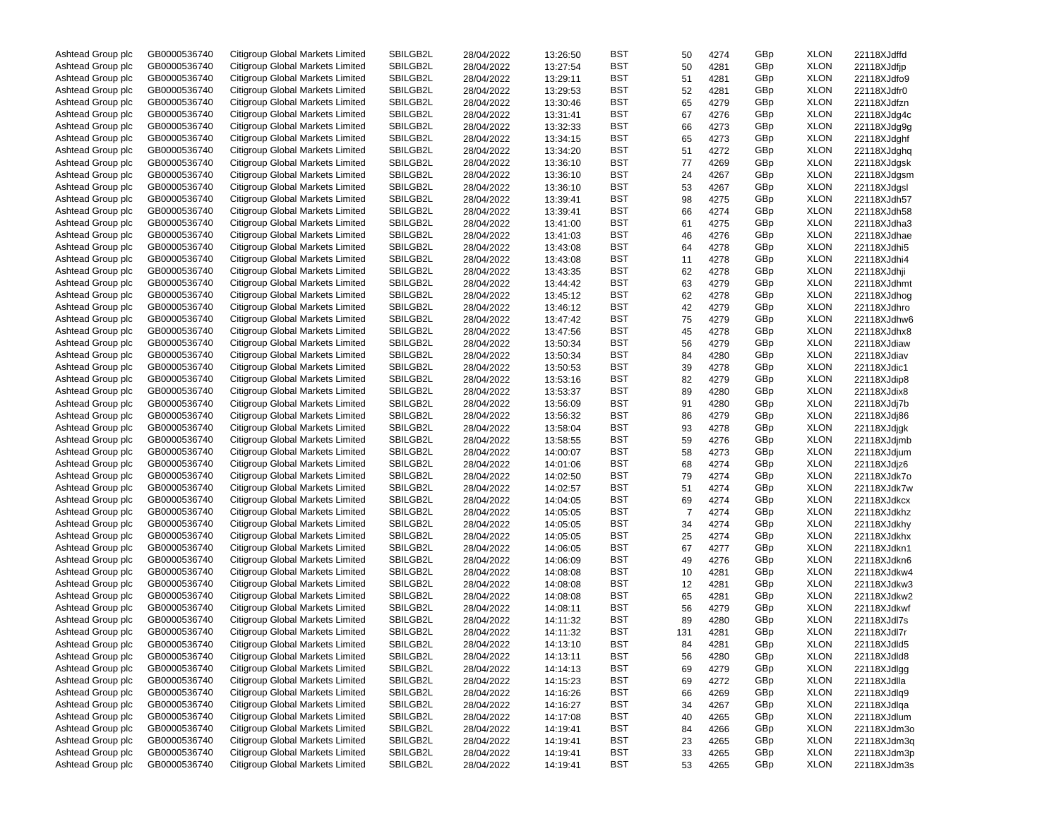| | | | | | | | | | | | |
|---|---|---|---|---|---|---|---|---|---|---|---|
| Ashtead Group plc | GB0000536740 | Citigroup Global Markets Limited | SBILGB2L | 28/04/2022 | 13:26:50 | BST | 50 | 4274 | GBp | XLON | 22118XJdffd |
| Ashtead Group plc | GB0000536740 | Citigroup Global Markets Limited | SBILGB2L | 28/04/2022 | 13:27:54 | BST | 50 | 4281 | GBp | XLON | 22118XJdfjp |
| Ashtead Group plc | GB0000536740 | Citigroup Global Markets Limited | SBILGB2L | 28/04/2022 | 13:29:11 | BST | 51 | 4281 | GBp | XLON | 22118XJdfo9 |
| Ashtead Group plc | GB0000536740 | Citigroup Global Markets Limited | SBILGB2L | 28/04/2022 | 13:29:53 | BST | 52 | 4281 | GBp | XLON | 22118XJdfr0 |
| Ashtead Group plc | GB0000536740 | Citigroup Global Markets Limited | SBILGB2L | 28/04/2022 | 13:30:46 | BST | 65 | 4279 | GBp | XLON | 22118XJdfzn |
| Ashtead Group plc | GB0000536740 | Citigroup Global Markets Limited | SBILGB2L | 28/04/2022 | 13:31:41 | BST | 67 | 4276 | GBp | XLON | 22118XJdg4c |
| Ashtead Group plc | GB0000536740 | Citigroup Global Markets Limited | SBILGB2L | 28/04/2022 | 13:32:33 | BST | 66 | 4273 | GBp | XLON | 22118XJdg9g |
| Ashtead Group plc | GB0000536740 | Citigroup Global Markets Limited | SBILGB2L | 28/04/2022 | 13:34:15 | BST | 65 | 4273 | GBp | XLON | 22118XJdghf |
| Ashtead Group plc | GB0000536740 | Citigroup Global Markets Limited | SBILGB2L | 28/04/2022 | 13:34:20 | BST | 51 | 4272 | GBp | XLON | 22118XJdghq |
| Ashtead Group plc | GB0000536740 | Citigroup Global Markets Limited | SBILGB2L | 28/04/2022 | 13:36:10 | BST | 77 | 4269 | GBp | XLON | 22118XJdgsk |
| Ashtead Group plc | GB0000536740 | Citigroup Global Markets Limited | SBILGB2L | 28/04/2022 | 13:36:10 | BST | 24 | 4267 | GBp | XLON | 22118XJdgsm |
| Ashtead Group plc | GB0000536740 | Citigroup Global Markets Limited | SBILGB2L | 28/04/2022 | 13:36:10 | BST | 53 | 4267 | GBp | XLON | 22118XJdgsl |
| Ashtead Group plc | GB0000536740 | Citigroup Global Markets Limited | SBILGB2L | 28/04/2022 | 13:39:41 | BST | 98 | 4275 | GBp | XLON | 22118XJdh57 |
| Ashtead Group plc | GB0000536740 | Citigroup Global Markets Limited | SBILGB2L | 28/04/2022 | 13:39:41 | BST | 66 | 4274 | GBp | XLON | 22118XJdh58 |
| Ashtead Group plc | GB0000536740 | Citigroup Global Markets Limited | SBILGB2L | 28/04/2022 | 13:41:00 | BST | 61 | 4275 | GBp | XLON | 22118XJdha3 |
| Ashtead Group plc | GB0000536740 | Citigroup Global Markets Limited | SBILGB2L | 28/04/2022 | 13:41:03 | BST | 46 | 4276 | GBp | XLON | 22118XJdhae |
| Ashtead Group plc | GB0000536740 | Citigroup Global Markets Limited | SBILGB2L | 28/04/2022 | 13:43:08 | BST | 64 | 4278 | GBp | XLON | 22118XJdhi5 |
| Ashtead Group plc | GB0000536740 | Citigroup Global Markets Limited | SBILGB2L | 28/04/2022 | 13:43:08 | BST | 11 | 4278 | GBp | XLON | 22118XJdhi4 |
| Ashtead Group plc | GB0000536740 | Citigroup Global Markets Limited | SBILGB2L | 28/04/2022 | 13:43:35 | BST | 62 | 4278 | GBp | XLON | 22118XJdhji |
| Ashtead Group plc | GB0000536740 | Citigroup Global Markets Limited | SBILGB2L | 28/04/2022 | 13:44:42 | BST | 63 | 4279 | GBp | XLON | 22118XJdhmt |
| Ashtead Group plc | GB0000536740 | Citigroup Global Markets Limited | SBILGB2L | 28/04/2022 | 13:45:12 | BST | 62 | 4278 | GBp | XLON | 22118XJdhog |
| Ashtead Group plc | GB0000536740 | Citigroup Global Markets Limited | SBILGB2L | 28/04/2022 | 13:46:12 | BST | 42 | 4279 | GBp | XLON | 22118XJdhro |
| Ashtead Group plc | GB0000536740 | Citigroup Global Markets Limited | SBILGB2L | 28/04/2022 | 13:47:42 | BST | 75 | 4279 | GBp | XLON | 22118XJdhw6 |
| Ashtead Group plc | GB0000536740 | Citigroup Global Markets Limited | SBILGB2L | 28/04/2022 | 13:47:56 | BST | 45 | 4278 | GBp | XLON | 22118XJdhx8 |
| Ashtead Group plc | GB0000536740 | Citigroup Global Markets Limited | SBILGB2L | 28/04/2022 | 13:50:34 | BST | 56 | 4279 | GBp | XLON | 22118XJdiaw |
| Ashtead Group plc | GB0000536740 | Citigroup Global Markets Limited | SBILGB2L | 28/04/2022 | 13:50:34 | BST | 84 | 4280 | GBp | XLON | 22118XJdiav |
| Ashtead Group plc | GB0000536740 | Citigroup Global Markets Limited | SBILGB2L | 28/04/2022 | 13:50:53 | BST | 39 | 4278 | GBp | XLON | 22118XJdic1 |
| Ashtead Group plc | GB0000536740 | Citigroup Global Markets Limited | SBILGB2L | 28/04/2022 | 13:53:16 | BST | 82 | 4279 | GBp | XLON | 22118XJdip8 |
| Ashtead Group plc | GB0000536740 | Citigroup Global Markets Limited | SBILGB2L | 28/04/2022 | 13:53:37 | BST | 89 | 4280 | GBp | XLON | 22118XJdix8 |
| Ashtead Group plc | GB0000536740 | Citigroup Global Markets Limited | SBILGB2L | 28/04/2022 | 13:56:09 | BST | 91 | 4280 | GBp | XLON | 22118XJdj7b |
| Ashtead Group plc | GB0000536740 | Citigroup Global Markets Limited | SBILGB2L | 28/04/2022 | 13:56:32 | BST | 86 | 4279 | GBp | XLON | 22118XJdj86 |
| Ashtead Group plc | GB0000536740 | Citigroup Global Markets Limited | SBILGB2L | 28/04/2022 | 13:58:04 | BST | 93 | 4278 | GBp | XLON | 22118XJdjgk |
| Ashtead Group plc | GB0000536740 | Citigroup Global Markets Limited | SBILGB2L | 28/04/2022 | 13:58:55 | BST | 59 | 4276 | GBp | XLON | 22118XJdjmb |
| Ashtead Group plc | GB0000536740 | Citigroup Global Markets Limited | SBILGB2L | 28/04/2022 | 14:00:07 | BST | 58 | 4273 | GBp | XLON | 22118XJdjum |
| Ashtead Group plc | GB0000536740 | Citigroup Global Markets Limited | SBILGB2L | 28/04/2022 | 14:01:06 | BST | 68 | 4274 | GBp | XLON | 22118XJdjz6 |
| Ashtead Group plc | GB0000536740 | Citigroup Global Markets Limited | SBILGB2L | 28/04/2022 | 14:02:50 | BST | 79 | 4274 | GBp | XLON | 22118XJdk7o |
| Ashtead Group plc | GB0000536740 | Citigroup Global Markets Limited | SBILGB2L | 28/04/2022 | 14:02:57 | BST | 51 | 4274 | GBp | XLON | 22118XJdk7w |
| Ashtead Group plc | GB0000536740 | Citigroup Global Markets Limited | SBILGB2L | 28/04/2022 | 14:04:05 | BST | 69 | 4274 | GBp | XLON | 22118XJdkcx |
| Ashtead Group plc | GB0000536740 | Citigroup Global Markets Limited | SBILGB2L | 28/04/2022 | 14:05:05 | BST | 7 | 4274 | GBp | XLON | 22118XJdkhz |
| Ashtead Group plc | GB0000536740 | Citigroup Global Markets Limited | SBILGB2L | 28/04/2022 | 14:05:05 | BST | 34 | 4274 | GBp | XLON | 22118XJdkhy |
| Ashtead Group plc | GB0000536740 | Citigroup Global Markets Limited | SBILGB2L | 28/04/2022 | 14:05:05 | BST | 25 | 4274 | GBp | XLON | 22118XJdkhx |
| Ashtead Group plc | GB0000536740 | Citigroup Global Markets Limited | SBILGB2L | 28/04/2022 | 14:06:05 | BST | 67 | 4277 | GBp | XLON | 22118XJdkn1 |
| Ashtead Group plc | GB0000536740 | Citigroup Global Markets Limited | SBILGB2L | 28/04/2022 | 14:06:09 | BST | 49 | 4276 | GBp | XLON | 22118XJdkn6 |
| Ashtead Group plc | GB0000536740 | Citigroup Global Markets Limited | SBILGB2L | 28/04/2022 | 14:08:08 | BST | 10 | 4281 | GBp | XLON | 22118XJdkw4 |
| Ashtead Group plc | GB0000536740 | Citigroup Global Markets Limited | SBILGB2L | 28/04/2022 | 14:08:08 | BST | 12 | 4281 | GBp | XLON | 22118XJdkw3 |
| Ashtead Group plc | GB0000536740 | Citigroup Global Markets Limited | SBILGB2L | 28/04/2022 | 14:08:08 | BST | 65 | 4281 | GBp | XLON | 22118XJdkw2 |
| Ashtead Group plc | GB0000536740 | Citigroup Global Markets Limited | SBILGB2L | 28/04/2022 | 14:08:11 | BST | 56 | 4279 | GBp | XLON | 22118XJdkwf |
| Ashtead Group plc | GB0000536740 | Citigroup Global Markets Limited | SBILGB2L | 28/04/2022 | 14:11:32 | BST | 89 | 4280 | GBp | XLON | 22118XJdl7s |
| Ashtead Group plc | GB0000536740 | Citigroup Global Markets Limited | SBILGB2L | 28/04/2022 | 14:11:32 | BST | 131 | 4281 | GBp | XLON | 22118XJdl7r |
| Ashtead Group plc | GB0000536740 | Citigroup Global Markets Limited | SBILGB2L | 28/04/2022 | 14:13:10 | BST | 84 | 4281 | GBp | XLON | 22118XJdld5 |
| Ashtead Group plc | GB0000536740 | Citigroup Global Markets Limited | SBILGB2L | 28/04/2022 | 14:13:11 | BST | 56 | 4280 | GBp | XLON | 22118XJdld8 |
| Ashtead Group plc | GB0000536740 | Citigroup Global Markets Limited | SBILGB2L | 28/04/2022 | 14:14:13 | BST | 69 | 4279 | GBp | XLON | 22118XJdlgg |
| Ashtead Group plc | GB0000536740 | Citigroup Global Markets Limited | SBILGB2L | 28/04/2022 | 14:15:23 | BST | 69 | 4272 | GBp | XLON | 22118XJdlla |
| Ashtead Group plc | GB0000536740 | Citigroup Global Markets Limited | SBILGB2L | 28/04/2022 | 14:16:26 | BST | 66 | 4269 | GBp | XLON | 22118XJdlq9 |
| Ashtead Group plc | GB0000536740 | Citigroup Global Markets Limited | SBILGB2L | 28/04/2022 | 14:16:27 | BST | 34 | 4267 | GBp | XLON | 22118XJdlqa |
| Ashtead Group plc | GB0000536740 | Citigroup Global Markets Limited | SBILGB2L | 28/04/2022 | 14:17:08 | BST | 40 | 4265 | GBp | XLON | 22118XJdlum |
| Ashtead Group plc | GB0000536740 | Citigroup Global Markets Limited | SBILGB2L | 28/04/2022 | 14:19:41 | BST | 84 | 4266 | GBp | XLON | 22118XJdm3o |
| Ashtead Group plc | GB0000536740 | Citigroup Global Markets Limited | SBILGB2L | 28/04/2022 | 14:19:41 | BST | 23 | 4265 | GBp | XLON | 22118XJdm3q |
| Ashtead Group plc | GB0000536740 | Citigroup Global Markets Limited | SBILGB2L | 28/04/2022 | 14:19:41 | BST | 33 | 4265 | GBp | XLON | 22118XJdm3p |
| Ashtead Group plc | GB0000536740 | Citigroup Global Markets Limited | SBILGB2L | 28/04/2022 | 14:19:41 | BST | 53 | 4265 | GBp | XLON | 22118XJdm3s |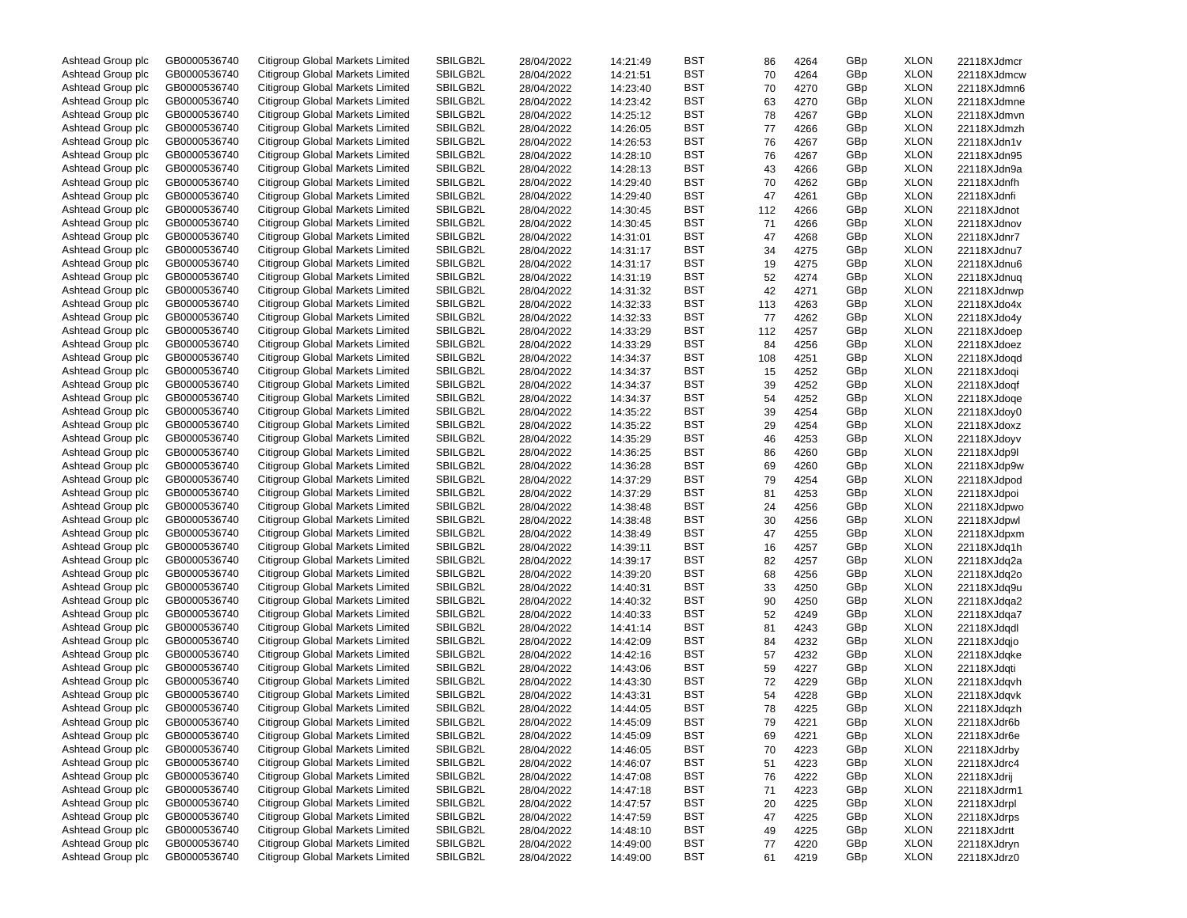| Ashtead Group plc | GB0000536740 | Citigroup Global Markets Limited | SBILGB2L | 28/04/2022 | 14:21:49 | BST | 86 | 4264 | GBp | XLON | 22118XJdmcr |
|---|---|---|---|---|---|---|---|---|---|---|---|
| Ashtead Group plc | GB0000536740 | Citigroup Global Markets Limited | SBILGB2L | 28/04/2022 | 14:21:51 | BST | 70 | 4264 | GBp | XLON | 22118XJdmcw |
| Ashtead Group plc | GB0000536740 | Citigroup Global Markets Limited | SBILGB2L | 28/04/2022 | 14:23:40 | BST | 70 | 4270 | GBp | XLON | 22118XJdmn6 |
| Ashtead Group plc | GB0000536740 | Citigroup Global Markets Limited | SBILGB2L | 28/04/2022 | 14:23:42 | BST | 63 | 4270 | GBp | XLON | 22118XJdmne |
| Ashtead Group plc | GB0000536740 | Citigroup Global Markets Limited | SBILGB2L | 28/04/2022 | 14:25:12 | BST | 78 | 4267 | GBp | XLON | 22118XJdmvn |
| Ashtead Group plc | GB0000536740 | Citigroup Global Markets Limited | SBILGB2L | 28/04/2022 | 14:26:05 | BST | 77 | 4266 | GBp | XLON | 22118XJdmzh |
| Ashtead Group plc | GB0000536740 | Citigroup Global Markets Limited | SBILGB2L | 28/04/2022 | 14:26:53 | BST | 76 | 4267 | GBp | XLON | 22118XJdn1v |
| Ashtead Group plc | GB0000536740 | Citigroup Global Markets Limited | SBILGB2L | 28/04/2022 | 14:28:10 | BST | 76 | 4267 | GBp | XLON | 22118XJdn95 |
| Ashtead Group plc | GB0000536740 | Citigroup Global Markets Limited | SBILGB2L | 28/04/2022 | 14:28:13 | BST | 43 | 4266 | GBp | XLON | 22118XJdn9a |
| Ashtead Group plc | GB0000536740 | Citigroup Global Markets Limited | SBILGB2L | 28/04/2022 | 14:29:40 | BST | 70 | 4262 | GBp | XLON | 22118XJdnfh |
| Ashtead Group plc | GB0000536740 | Citigroup Global Markets Limited | SBILGB2L | 28/04/2022 | 14:29:40 | BST | 47 | 4261 | GBp | XLON | 22118XJdnfi |
| Ashtead Group plc | GB0000536740 | Citigroup Global Markets Limited | SBILGB2L | 28/04/2022 | 14:30:45 | BST | 112 | 4266 | GBp | XLON | 22118XJdnot |
| Ashtead Group plc | GB0000536740 | Citigroup Global Markets Limited | SBILGB2L | 28/04/2022 | 14:30:45 | BST | 71 | 4266 | GBp | XLON | 22118XJdnov |
| Ashtead Group plc | GB0000536740 | Citigroup Global Markets Limited | SBILGB2L | 28/04/2022 | 14:31:01 | BST | 47 | 4268 | GBp | XLON | 22118XJdnr7 |
| Ashtead Group plc | GB0000536740 | Citigroup Global Markets Limited | SBILGB2L | 28/04/2022 | 14:31:17 | BST | 34 | 4275 | GBp | XLON | 22118XJdnu7 |
| Ashtead Group plc | GB0000536740 | Citigroup Global Markets Limited | SBILGB2L | 28/04/2022 | 14:31:17 | BST | 19 | 4275 | GBp | XLON | 22118XJdnu6 |
| Ashtead Group plc | GB0000536740 | Citigroup Global Markets Limited | SBILGB2L | 28/04/2022 | 14:31:19 | BST | 52 | 4274 | GBp | XLON | 22118XJdnuq |
| Ashtead Group plc | GB0000536740 | Citigroup Global Markets Limited | SBILGB2L | 28/04/2022 | 14:31:32 | BST | 42 | 4271 | GBp | XLON | 22118XJdnwp |
| Ashtead Group plc | GB0000536740 | Citigroup Global Markets Limited | SBILGB2L | 28/04/2022 | 14:32:33 | BST | 113 | 4263 | GBp | XLON | 22118XJdo4x |
| Ashtead Group plc | GB0000536740 | Citigroup Global Markets Limited | SBILGB2L | 28/04/2022 | 14:32:33 | BST | 77 | 4262 | GBp | XLON | 22118XJdo4y |
| Ashtead Group plc | GB0000536740 | Citigroup Global Markets Limited | SBILGB2L | 28/04/2022 | 14:33:29 | BST | 112 | 4257 | GBp | XLON | 22118XJdoep |
| Ashtead Group plc | GB0000536740 | Citigroup Global Markets Limited | SBILGB2L | 28/04/2022 | 14:33:29 | BST | 84 | 4256 | GBp | XLON | 22118XJdoez |
| Ashtead Group plc | GB0000536740 | Citigroup Global Markets Limited | SBILGB2L | 28/04/2022 | 14:34:37 | BST | 108 | 4251 | GBp | XLON | 22118XJdoqd |
| Ashtead Group plc | GB0000536740 | Citigroup Global Markets Limited | SBILGB2L | 28/04/2022 | 14:34:37 | BST | 15 | 4252 | GBp | XLON | 22118XJdoqi |
| Ashtead Group plc | GB0000536740 | Citigroup Global Markets Limited | SBILGB2L | 28/04/2022 | 14:34:37 | BST | 39 | 4252 | GBp | XLON | 22118XJdoqf |
| Ashtead Group plc | GB0000536740 | Citigroup Global Markets Limited | SBILGB2L | 28/04/2022 | 14:34:37 | BST | 54 | 4252 | GBp | XLON | 22118XJdoqe |
| Ashtead Group plc | GB0000536740 | Citigroup Global Markets Limited | SBILGB2L | 28/04/2022 | 14:35:22 | BST | 39 | 4254 | GBp | XLON | 22118XJdoy0 |
| Ashtead Group plc | GB0000536740 | Citigroup Global Markets Limited | SBILGB2L | 28/04/2022 | 14:35:22 | BST | 29 | 4254 | GBp | XLON | 22118XJdoxz |
| Ashtead Group plc | GB0000536740 | Citigroup Global Markets Limited | SBILGB2L | 28/04/2022 | 14:35:29 | BST | 46 | 4253 | GBp | XLON | 22118XJdoyv |
| Ashtead Group plc | GB0000536740 | Citigroup Global Markets Limited | SBILGB2L | 28/04/2022 | 14:36:25 | BST | 86 | 4260 | GBp | XLON | 22118XJdp9l |
| Ashtead Group plc | GB0000536740 | Citigroup Global Markets Limited | SBILGB2L | 28/04/2022 | 14:36:28 | BST | 69 | 4260 | GBp | XLON | 22118XJdp9w |
| Ashtead Group plc | GB0000536740 | Citigroup Global Markets Limited | SBILGB2L | 28/04/2022 | 14:37:29 | BST | 79 | 4254 | GBp | XLON | 22118XJdpod |
| Ashtead Group plc | GB0000536740 | Citigroup Global Markets Limited | SBILGB2L | 28/04/2022 | 14:37:29 | BST | 81 | 4253 | GBp | XLON | 22118XJdpoi |
| Ashtead Group plc | GB0000536740 | Citigroup Global Markets Limited | SBILGB2L | 28/04/2022 | 14:38:48 | BST | 24 | 4256 | GBp | XLON | 22118XJdpwo |
| Ashtead Group plc | GB0000536740 | Citigroup Global Markets Limited | SBILGB2L | 28/04/2022 | 14:38:48 | BST | 30 | 4256 | GBp | XLON | 22118XJdpwl |
| Ashtead Group plc | GB0000536740 | Citigroup Global Markets Limited | SBILGB2L | 28/04/2022 | 14:38:49 | BST | 47 | 4255 | GBp | XLON | 22118XJdpxm |
| Ashtead Group plc | GB0000536740 | Citigroup Global Markets Limited | SBILGB2L | 28/04/2022 | 14:39:11 | BST | 16 | 4257 | GBp | XLON | 22118XJdq1h |
| Ashtead Group plc | GB0000536740 | Citigroup Global Markets Limited | SBILGB2L | 28/04/2022 | 14:39:17 | BST | 82 | 4257 | GBp | XLON | 22118XJdq2a |
| Ashtead Group plc | GB0000536740 | Citigroup Global Markets Limited | SBILGB2L | 28/04/2022 | 14:39:20 | BST | 68 | 4256 | GBp | XLON | 22118XJdq2o |
| Ashtead Group plc | GB0000536740 | Citigroup Global Markets Limited | SBILGB2L | 28/04/2022 | 14:40:31 | BST | 33 | 4250 | GBp | XLON | 22118XJdq9u |
| Ashtead Group plc | GB0000536740 | Citigroup Global Markets Limited | SBILGB2L | 28/04/2022 | 14:40:32 | BST | 90 | 4250 | GBp | XLON | 22118XJdqa2 |
| Ashtead Group plc | GB0000536740 | Citigroup Global Markets Limited | SBILGB2L | 28/04/2022 | 14:40:33 | BST | 52 | 4249 | GBp | XLON | 22118XJdqa7 |
| Ashtead Group plc | GB0000536740 | Citigroup Global Markets Limited | SBILGB2L | 28/04/2022 | 14:41:14 | BST | 81 | 4243 | GBp | XLON | 22118XJdqdl |
| Ashtead Group plc | GB0000536740 | Citigroup Global Markets Limited | SBILGB2L | 28/04/2022 | 14:42:09 | BST | 84 | 4232 | GBp | XLON | 22118XJdqjo |
| Ashtead Group plc | GB0000536740 | Citigroup Global Markets Limited | SBILGB2L | 28/04/2022 | 14:42:16 | BST | 57 | 4232 | GBp | XLON | 22118XJdqke |
| Ashtead Group plc | GB0000536740 | Citigroup Global Markets Limited | SBILGB2L | 28/04/2022 | 14:43:06 | BST | 59 | 4227 | GBp | XLON | 22118XJdqti |
| Ashtead Group plc | GB0000536740 | Citigroup Global Markets Limited | SBILGB2L | 28/04/2022 | 14:43:30 | BST | 72 | 4229 | GBp | XLON | 22118XJdqvh |
| Ashtead Group plc | GB0000536740 | Citigroup Global Markets Limited | SBILGB2L | 28/04/2022 | 14:43:31 | BST | 54 | 4228 | GBp | XLON | 22118XJdqvk |
| Ashtead Group plc | GB0000536740 | Citigroup Global Markets Limited | SBILGB2L | 28/04/2022 | 14:44:05 | BST | 78 | 4225 | GBp | XLON | 22118XJdqzh |
| Ashtead Group plc | GB0000536740 | Citigroup Global Markets Limited | SBILGB2L | 28/04/2022 | 14:45:09 | BST | 79 | 4221 | GBp | XLON | 22118XJdr6b |
| Ashtead Group plc | GB0000536740 | Citigroup Global Markets Limited | SBILGB2L | 28/04/2022 | 14:45:09 | BST | 69 | 4221 | GBp | XLON | 22118XJdr6e |
| Ashtead Group plc | GB0000536740 | Citigroup Global Markets Limited | SBILGB2L | 28/04/2022 | 14:46:05 | BST | 70 | 4223 | GBp | XLON | 22118XJdrby |
| Ashtead Group plc | GB0000536740 | Citigroup Global Markets Limited | SBILGB2L | 28/04/2022 | 14:46:07 | BST | 51 | 4223 | GBp | XLON | 22118XJdrc4 |
| Ashtead Group plc | GB0000536740 | Citigroup Global Markets Limited | SBILGB2L | 28/04/2022 | 14:47:08 | BST | 76 | 4222 | GBp | XLON | 22118XJdrij |
| Ashtead Group plc | GB0000536740 | Citigroup Global Markets Limited | SBILGB2L | 28/04/2022 | 14:47:18 | BST | 71 | 4223 | GBp | XLON | 22118XJdrm1 |
| Ashtead Group plc | GB0000536740 | Citigroup Global Markets Limited | SBILGB2L | 28/04/2022 | 14:47:57 | BST | 20 | 4225 | GBp | XLON | 22118XJdrpl |
| Ashtead Group plc | GB0000536740 | Citigroup Global Markets Limited | SBILGB2L | 28/04/2022 | 14:47:59 | BST | 47 | 4225 | GBp | XLON | 22118XJdrps |
| Ashtead Group plc | GB0000536740 | Citigroup Global Markets Limited | SBILGB2L | 28/04/2022 | 14:48:10 | BST | 49 | 4225 | GBp | XLON | 22118XJdrtt |
| Ashtead Group plc | GB0000536740 | Citigroup Global Markets Limited | SBILGB2L | 28/04/2022 | 14:49:00 | BST | 77 | 4220 | GBp | XLON | 22118XJdryn |
| Ashtead Group plc | GB0000536740 | Citigroup Global Markets Limited | SBILGB2L | 28/04/2022 | 14:49:00 | BST | 61 | 4219 | GBp | XLON | 22118XJdrz0 |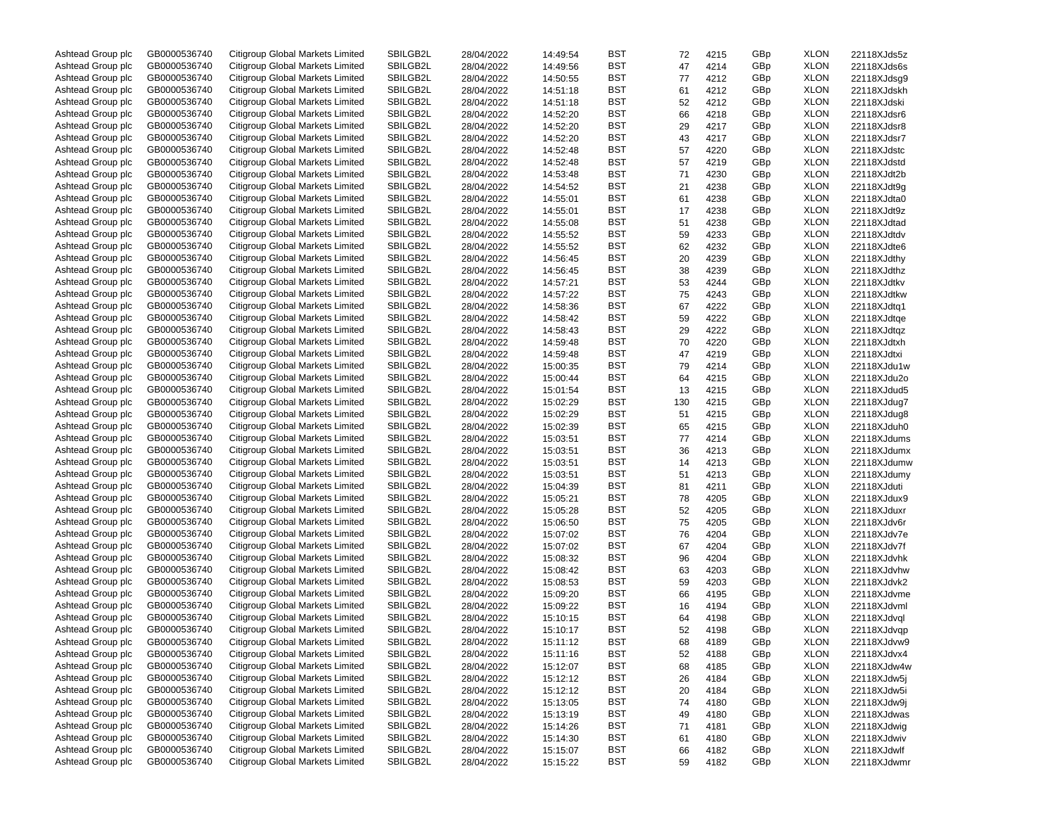| | | | | | | | | | | | |
|---|---|---|---|---|---|---|---|---|---|---|---|
| Ashtead Group plc | GB0000536740 | Citigroup Global Markets Limited | SBILGB2L | 28/04/2022 | 14:49:54 | BST | 72 | 4215 | GBp | XLON | 22118XJds5z |
| Ashtead Group plc | GB0000536740 | Citigroup Global Markets Limited | SBILGB2L | 28/04/2022 | 14:49:56 | BST | 47 | 4214 | GBp | XLON | 22118XJds6s |
| Ashtead Group plc | GB0000536740 | Citigroup Global Markets Limited | SBILGB2L | 28/04/2022 | 14:50:55 | BST | 77 | 4212 | GBp | XLON | 22118XJdsg9 |
| Ashtead Group plc | GB0000536740 | Citigroup Global Markets Limited | SBILGB2L | 28/04/2022 | 14:51:18 | BST | 61 | 4212 | GBp | XLON | 22118XJdskh |
| Ashtead Group plc | GB0000536740 | Citigroup Global Markets Limited | SBILGB2L | 28/04/2022 | 14:51:18 | BST | 52 | 4212 | GBp | XLON | 22118XJdski |
| Ashtead Group plc | GB0000536740 | Citigroup Global Markets Limited | SBILGB2L | 28/04/2022 | 14:52:20 | BST | 66 | 4218 | GBp | XLON | 22118XJdsr6 |
| Ashtead Group plc | GB0000536740 | Citigroup Global Markets Limited | SBILGB2L | 28/04/2022 | 14:52:20 | BST | 29 | 4217 | GBp | XLON | 22118XJdsr8 |
| Ashtead Group plc | GB0000536740 | Citigroup Global Markets Limited | SBILGB2L | 28/04/2022 | 14:52:20 | BST | 43 | 4217 | GBp | XLON | 22118XJdsr7 |
| Ashtead Group plc | GB0000536740 | Citigroup Global Markets Limited | SBILGB2L | 28/04/2022 | 14:52:48 | BST | 57 | 4220 | GBp | XLON | 22118XJdstc |
| Ashtead Group plc | GB0000536740 | Citigroup Global Markets Limited | SBILGB2L | 28/04/2022 | 14:52:48 | BST | 57 | 4219 | GBp | XLON | 22118XJdstd |
| Ashtead Group plc | GB0000536740 | Citigroup Global Markets Limited | SBILGB2L | 28/04/2022 | 14:53:48 | BST | 71 | 4230 | GBp | XLON | 22118XJdt2b |
| Ashtead Group plc | GB0000536740 | Citigroup Global Markets Limited | SBILGB2L | 28/04/2022 | 14:54:52 | BST | 21 | 4238 | GBp | XLON | 22118XJdt9g |
| Ashtead Group plc | GB0000536740 | Citigroup Global Markets Limited | SBILGB2L | 28/04/2022 | 14:55:01 | BST | 61 | 4238 | GBp | XLON | 22118XJdta0 |
| Ashtead Group plc | GB0000536740 | Citigroup Global Markets Limited | SBILGB2L | 28/04/2022 | 14:55:01 | BST | 17 | 4238 | GBp | XLON | 22118XJdt9z |
| Ashtead Group plc | GB0000536740 | Citigroup Global Markets Limited | SBILGB2L | 28/04/2022 | 14:55:08 | BST | 51 | 4238 | GBp | XLON | 22118XJdtad |
| Ashtead Group plc | GB0000536740 | Citigroup Global Markets Limited | SBILGB2L | 28/04/2022 | 14:55:52 | BST | 59 | 4233 | GBp | XLON | 22118XJdtdv |
| Ashtead Group plc | GB0000536740 | Citigroup Global Markets Limited | SBILGB2L | 28/04/2022 | 14:55:52 | BST | 62 | 4232 | GBp | XLON | 22118XJdte6 |
| Ashtead Group plc | GB0000536740 | Citigroup Global Markets Limited | SBILGB2L | 28/04/2022 | 14:56:45 | BST | 20 | 4239 | GBp | XLON | 22118XJdthy |
| Ashtead Group plc | GB0000536740 | Citigroup Global Markets Limited | SBILGB2L | 28/04/2022 | 14:56:45 | BST | 38 | 4239 | GBp | XLON | 22118XJdthz |
| Ashtead Group plc | GB0000536740 | Citigroup Global Markets Limited | SBILGB2L | 28/04/2022 | 14:57:21 | BST | 53 | 4244 | GBp | XLON | 22118XJdtkv |
| Ashtead Group plc | GB0000536740 | Citigroup Global Markets Limited | SBILGB2L | 28/04/2022 | 14:57:22 | BST | 75 | 4243 | GBp | XLON | 22118XJdtkw |
| Ashtead Group plc | GB0000536740 | Citigroup Global Markets Limited | SBILGB2L | 28/04/2022 | 14:58:36 | BST | 67 | 4222 | GBp | XLON | 22118XJdtq1 |
| Ashtead Group plc | GB0000536740 | Citigroup Global Markets Limited | SBILGB2L | 28/04/2022 | 14:58:42 | BST | 59 | 4222 | GBp | XLON | 22118XJdtqe |
| Ashtead Group plc | GB0000536740 | Citigroup Global Markets Limited | SBILGB2L | 28/04/2022 | 14:58:43 | BST | 29 | 4222 | GBp | XLON | 22118XJdtqz |
| Ashtead Group plc | GB0000536740 | Citigroup Global Markets Limited | SBILGB2L | 28/04/2022 | 14:59:48 | BST | 70 | 4220 | GBp | XLON | 22118XJdtxh |
| Ashtead Group plc | GB0000536740 | Citigroup Global Markets Limited | SBILGB2L | 28/04/2022 | 14:59:48 | BST | 47 | 4219 | GBp | XLON | 22118XJdtxi |
| Ashtead Group plc | GB0000536740 | Citigroup Global Markets Limited | SBILGB2L | 28/04/2022 | 15:00:35 | BST | 79 | 4214 | GBp | XLON | 22118XJdu1w |
| Ashtead Group plc | GB0000536740 | Citigroup Global Markets Limited | SBILGB2L | 28/04/2022 | 15:00:44 | BST | 64 | 4215 | GBp | XLON | 22118XJdu2o |
| Ashtead Group plc | GB0000536740 | Citigroup Global Markets Limited | SBILGB2L | 28/04/2022 | 15:01:54 | BST | 13 | 4215 | GBp | XLON | 22118XJdud5 |
| Ashtead Group plc | GB0000536740 | Citigroup Global Markets Limited | SBILGB2L | 28/04/2022 | 15:02:29 | BST | 130 | 4215 | GBp | XLON | 22118XJdug7 |
| Ashtead Group plc | GB0000536740 | Citigroup Global Markets Limited | SBILGB2L | 28/04/2022 | 15:02:29 | BST | 51 | 4215 | GBp | XLON | 22118XJdug8 |
| Ashtead Group plc | GB0000536740 | Citigroup Global Markets Limited | SBILGB2L | 28/04/2022 | 15:02:39 | BST | 65 | 4215 | GBp | XLON | 22118XJduh0 |
| Ashtead Group plc | GB0000536740 | Citigroup Global Markets Limited | SBILGB2L | 28/04/2022 | 15:03:51 | BST | 77 | 4214 | GBp | XLON | 22118XJdums |
| Ashtead Group plc | GB0000536740 | Citigroup Global Markets Limited | SBILGB2L | 28/04/2022 | 15:03:51 | BST | 36 | 4213 | GBp | XLON | 22118XJdumx |
| Ashtead Group plc | GB0000536740 | Citigroup Global Markets Limited | SBILGB2L | 28/04/2022 | 15:03:51 | BST | 14 | 4213 | GBp | XLON | 22118XJdumw |
| Ashtead Group plc | GB0000536740 | Citigroup Global Markets Limited | SBILGB2L | 28/04/2022 | 15:03:51 | BST | 51 | 4213 | GBp | XLON | 22118XJdumy |
| Ashtead Group plc | GB0000536740 | Citigroup Global Markets Limited | SBILGB2L | 28/04/2022 | 15:04:39 | BST | 81 | 4211 | GBp | XLON | 22118XJduti |
| Ashtead Group plc | GB0000536740 | Citigroup Global Markets Limited | SBILGB2L | 28/04/2022 | 15:05:21 | BST | 78 | 4205 | GBp | XLON | 22118XJdux9 |
| Ashtead Group plc | GB0000536740 | Citigroup Global Markets Limited | SBILGB2L | 28/04/2022 | 15:05:28 | BST | 52 | 4205 | GBp | XLON | 22118XJduxr |
| Ashtead Group plc | GB0000536740 | Citigroup Global Markets Limited | SBILGB2L | 28/04/2022 | 15:06:50 | BST | 75 | 4205 | GBp | XLON | 22118XJdv6r |
| Ashtead Group plc | GB0000536740 | Citigroup Global Markets Limited | SBILGB2L | 28/04/2022 | 15:07:02 | BST | 76 | 4204 | GBp | XLON | 22118XJdv7e |
| Ashtead Group plc | GB0000536740 | Citigroup Global Markets Limited | SBILGB2L | 28/04/2022 | 15:07:02 | BST | 67 | 4204 | GBp | XLON | 22118XJdv7f |
| Ashtead Group plc | GB0000536740 | Citigroup Global Markets Limited | SBILGB2L | 28/04/2022 | 15:08:32 | BST | 96 | 4204 | GBp | XLON | 22118XJdvhk |
| Ashtead Group plc | GB0000536740 | Citigroup Global Markets Limited | SBILGB2L | 28/04/2022 | 15:08:42 | BST | 63 | 4203 | GBp | XLON | 22118XJdvhw |
| Ashtead Group plc | GB0000536740 | Citigroup Global Markets Limited | SBILGB2L | 28/04/2022 | 15:08:53 | BST | 59 | 4203 | GBp | XLON | 22118XJdvk2 |
| Ashtead Group plc | GB0000536740 | Citigroup Global Markets Limited | SBILGB2L | 28/04/2022 | 15:09:20 | BST | 66 | 4195 | GBp | XLON | 22118XJdvme |
| Ashtead Group plc | GB0000536740 | Citigroup Global Markets Limited | SBILGB2L | 28/04/2022 | 15:09:22 | BST | 16 | 4194 | GBp | XLON | 22118XJdvml |
| Ashtead Group plc | GB0000536740 | Citigroup Global Markets Limited | SBILGB2L | 28/04/2022 | 15:10:15 | BST | 64 | 4198 | GBp | XLON | 22118XJdvql |
| Ashtead Group plc | GB0000536740 | Citigroup Global Markets Limited | SBILGB2L | 28/04/2022 | 15:10:17 | BST | 52 | 4198 | GBp | XLON | 22118XJdvqp |
| Ashtead Group plc | GB0000536740 | Citigroup Global Markets Limited | SBILGB2L | 28/04/2022 | 15:11:12 | BST | 68 | 4189 | GBp | XLON | 22118XJdvw9 |
| Ashtead Group plc | GB0000536740 | Citigroup Global Markets Limited | SBILGB2L | 28/04/2022 | 15:11:16 | BST | 52 | 4188 | GBp | XLON | 22118XJdvx4 |
| Ashtead Group plc | GB0000536740 | Citigroup Global Markets Limited | SBILGB2L | 28/04/2022 | 15:12:07 | BST | 68 | 4185 | GBp | XLON | 22118XJdw4w |
| Ashtead Group plc | GB0000536740 | Citigroup Global Markets Limited | SBILGB2L | 28/04/2022 | 15:12:12 | BST | 26 | 4184 | GBp | XLON | 22118XJdw5j |
| Ashtead Group plc | GB0000536740 | Citigroup Global Markets Limited | SBILGB2L | 28/04/2022 | 15:12:12 | BST | 20 | 4184 | GBp | XLON | 22118XJdw5i |
| Ashtead Group plc | GB0000536740 | Citigroup Global Markets Limited | SBILGB2L | 28/04/2022 | 15:13:05 | BST | 74 | 4180 | GBp | XLON | 22118XJdw9j |
| Ashtead Group plc | GB0000536740 | Citigroup Global Markets Limited | SBILGB2L | 28/04/2022 | 15:13:19 | BST | 49 | 4180 | GBp | XLON | 22118XJdwas |
| Ashtead Group plc | GB0000536740 | Citigroup Global Markets Limited | SBILGB2L | 28/04/2022 | 15:14:26 | BST | 71 | 4181 | GBp | XLON | 22118XJdwig |
| Ashtead Group plc | GB0000536740 | Citigroup Global Markets Limited | SBILGB2L | 28/04/2022 | 15:14:30 | BST | 61 | 4180 | GBp | XLON | 22118XJdwiv |
| Ashtead Group plc | GB0000536740 | Citigroup Global Markets Limited | SBILGB2L | 28/04/2022 | 15:15:07 | BST | 66 | 4182 | GBp | XLON | 22118XJdwlf |
| Ashtead Group plc | GB0000536740 | Citigroup Global Markets Limited | SBILGB2L | 28/04/2022 | 15:15:22 | BST | 59 | 4182 | GBp | XLON | 22118XJdwmr |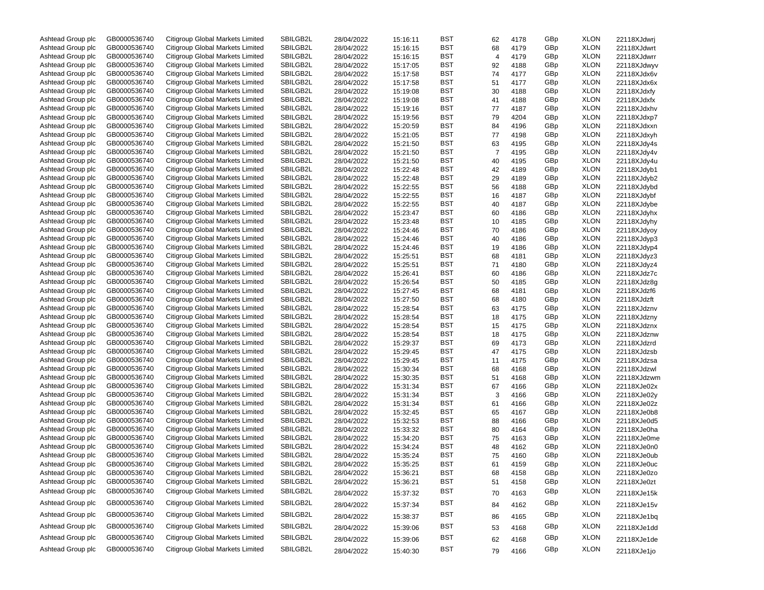| Ashtead Group plc | GB0000536740 | Citigroup Global Markets Limited | SBILGB2L | 28/04/2022 | 15:16:11 | BST | 62 | 4178 | GBp | XLON | 22118XJdwrj |
|---|---|---|---|---|---|---|---|---|---|---|---|
| Ashtead Group plc | GB0000536740 | Citigroup Global Markets Limited | SBILGB2L | 28/04/2022 | 15:16:15 | BST | 68 | 4179 | GBp | XLON | 22118XJdwrt |
| Ashtead Group plc | GB0000536740 | Citigroup Global Markets Limited | SBILGB2L | 28/04/2022 | 15:16:15 | BST | 4 | 4179 | GBp | XLON | 22118XJdwrr |
| Ashtead Group plc | GB0000536740 | Citigroup Global Markets Limited | SBILGB2L | 28/04/2022 | 15:17:05 | BST | 92 | 4188 | GBp | XLON | 22118XJdwyv |
| Ashtead Group plc | GB0000536740 | Citigroup Global Markets Limited | SBILGB2L | 28/04/2022 | 15:17:58 | BST | 74 | 4177 | GBp | XLON | 22118XJdx6v |
| Ashtead Group plc | GB0000536740 | Citigroup Global Markets Limited | SBILGB2L | 28/04/2022 | 15:17:58 | BST | 51 | 4177 | GBp | XLON | 22118XJdx6x |
| Ashtead Group plc | GB0000536740 | Citigroup Global Markets Limited | SBILGB2L | 28/04/2022 | 15:19:08 | BST | 30 | 4188 | GBp | XLON | 22118XJdxfy |
| Ashtead Group plc | GB0000536740 | Citigroup Global Markets Limited | SBILGB2L | 28/04/2022 | 15:19:08 | BST | 41 | 4188 | GBp | XLON | 22118XJdxfx |
| Ashtead Group plc | GB0000536740 | Citigroup Global Markets Limited | SBILGB2L | 28/04/2022 | 15:19:16 | BST | 77 | 4187 | GBp | XLON | 22118XJdxhv |
| Ashtead Group plc | GB0000536740 | Citigroup Global Markets Limited | SBILGB2L | 28/04/2022 | 15:19:56 | BST | 79 | 4204 | GBp | XLON | 22118XJdxp7 |
| Ashtead Group plc | GB0000536740 | Citigroup Global Markets Limited | SBILGB2L | 28/04/2022 | 15:20:59 | BST | 84 | 4196 | GBp | XLON | 22118XJdxxn |
| Ashtead Group plc | GB0000536740 | Citigroup Global Markets Limited | SBILGB2L | 28/04/2022 | 15:21:05 | BST | 77 | 4198 | GBp | XLON | 22118XJdxyh |
| Ashtead Group plc | GB0000536740 | Citigroup Global Markets Limited | SBILGB2L | 28/04/2022 | 15:21:50 | BST | 63 | 4195 | GBp | XLON | 22118XJdy4s |
| Ashtead Group plc | GB0000536740 | Citigroup Global Markets Limited | SBILGB2L | 28/04/2022 | 15:21:50 | BST | 7 | 4195 | GBp | XLON | 22118XJdy4v |
| Ashtead Group plc | GB0000536740 | Citigroup Global Markets Limited | SBILGB2L | 28/04/2022 | 15:21:50 | BST | 40 | 4195 | GBp | XLON | 22118XJdy4u |
| Ashtead Group plc | GB0000536740 | Citigroup Global Markets Limited | SBILGB2L | 28/04/2022 | 15:22:48 | BST | 42 | 4189 | GBp | XLON | 22118XJdyb1 |
| Ashtead Group plc | GB0000536740 | Citigroup Global Markets Limited | SBILGB2L | 28/04/2022 | 15:22:48 | BST | 29 | 4189 | GBp | XLON | 22118XJdyb2 |
| Ashtead Group plc | GB0000536740 | Citigroup Global Markets Limited | SBILGB2L | 28/04/2022 | 15:22:55 | BST | 56 | 4188 | GBp | XLON | 22118XJdybd |
| Ashtead Group plc | GB0000536740 | Citigroup Global Markets Limited | SBILGB2L | 28/04/2022 | 15:22:55 | BST | 16 | 4187 | GBp | XLON | 22118XJdybf |
| Ashtead Group plc | GB0000536740 | Citigroup Global Markets Limited | SBILGB2L | 28/04/2022 | 15:22:55 | BST | 40 | 4187 | GBp | XLON | 22118XJdybe |
| Ashtead Group plc | GB0000536740 | Citigroup Global Markets Limited | SBILGB2L | 28/04/2022 | 15:23:47 | BST | 60 | 4186 | GBp | XLON | 22118XJdyhx |
| Ashtead Group plc | GB0000536740 | Citigroup Global Markets Limited | SBILGB2L | 28/04/2022 | 15:23:48 | BST | 10 | 4185 | GBp | XLON | 22118XJdyhy |
| Ashtead Group plc | GB0000536740 | Citigroup Global Markets Limited | SBILGB2L | 28/04/2022 | 15:24:46 | BST | 70 | 4186 | GBp | XLON | 22118XJdyoy |
| Ashtead Group plc | GB0000536740 | Citigroup Global Markets Limited | SBILGB2L | 28/04/2022 | 15:24:46 | BST | 40 | 4186 | GBp | XLON | 22118XJdyp3 |
| Ashtead Group plc | GB0000536740 | Citigroup Global Markets Limited | SBILGB2L | 28/04/2022 | 15:24:46 | BST | 19 | 4186 | GBp | XLON | 22118XJdyp4 |
| Ashtead Group plc | GB0000536740 | Citigroup Global Markets Limited | SBILGB2L | 28/04/2022 | 15:25:51 | BST | 68 | 4181 | GBp | XLON | 22118XJdyz3 |
| Ashtead Group plc | GB0000536740 | Citigroup Global Markets Limited | SBILGB2L | 28/04/2022 | 15:25:51 | BST | 71 | 4180 | GBp | XLON | 22118XJdyz4 |
| Ashtead Group plc | GB0000536740 | Citigroup Global Markets Limited | SBILGB2L | 28/04/2022 | 15:26:41 | BST | 60 | 4186 | GBp | XLON | 22118XJdz7c |
| Ashtead Group plc | GB0000536740 | Citigroup Global Markets Limited | SBILGB2L | 28/04/2022 | 15:26:54 | BST | 50 | 4185 | GBp | XLON | 22118XJdz8g |
| Ashtead Group plc | GB0000536740 | Citigroup Global Markets Limited | SBILGB2L | 28/04/2022 | 15:27:45 | BST | 68 | 4181 | GBp | XLON | 22118XJdzf6 |
| Ashtead Group plc | GB0000536740 | Citigroup Global Markets Limited | SBILGB2L | 28/04/2022 | 15:27:50 | BST | 68 | 4180 | GBp | XLON | 22118XJdzft |
| Ashtead Group plc | GB0000536740 | Citigroup Global Markets Limited | SBILGB2L | 28/04/2022 | 15:28:54 | BST | 63 | 4175 | GBp | XLON | 22118XJdznv |
| Ashtead Group plc | GB0000536740 | Citigroup Global Markets Limited | SBILGB2L | 28/04/2022 | 15:28:54 | BST | 18 | 4175 | GBp | XLON | 22118XJdzny |
| Ashtead Group plc | GB0000536740 | Citigroup Global Markets Limited | SBILGB2L | 28/04/2022 | 15:28:54 | BST | 15 | 4175 | GBp | XLON | 22118XJdznx |
| Ashtead Group plc | GB0000536740 | Citigroup Global Markets Limited | SBILGB2L | 28/04/2022 | 15:28:54 | BST | 18 | 4175 | GBp | XLON | 22118XJdznw |
| Ashtead Group plc | GB0000536740 | Citigroup Global Markets Limited | SBILGB2L | 28/04/2022 | 15:29:37 | BST | 69 | 4173 | GBp | XLON | 22118XJdzrd |
| Ashtead Group plc | GB0000536740 | Citigroup Global Markets Limited | SBILGB2L | 28/04/2022 | 15:29:45 | BST | 47 | 4175 | GBp | XLON | 22118XJdzsb |
| Ashtead Group plc | GB0000536740 | Citigroup Global Markets Limited | SBILGB2L | 28/04/2022 | 15:29:45 | BST | 11 | 4175 | GBp | XLON | 22118XJdzsa |
| Ashtead Group plc | GB0000536740 | Citigroup Global Markets Limited | SBILGB2L | 28/04/2022 | 15:30:34 | BST | 68 | 4168 | GBp | XLON | 22118XJdzwl |
| Ashtead Group plc | GB0000536740 | Citigroup Global Markets Limited | SBILGB2L | 28/04/2022 | 15:30:35 | BST | 51 | 4168 | GBp | XLON | 22118XJdzwm |
| Ashtead Group plc | GB0000536740 | Citigroup Global Markets Limited | SBILGB2L | 28/04/2022 | 15:31:34 | BST | 67 | 4166 | GBp | XLON | 22118XJe02x |
| Ashtead Group plc | GB0000536740 | Citigroup Global Markets Limited | SBILGB2L | 28/04/2022 | 15:31:34 | BST | 3 | 4166 | GBp | XLON | 22118XJe02y |
| Ashtead Group plc | GB0000536740 | Citigroup Global Markets Limited | SBILGB2L | 28/04/2022 | 15:31:34 | BST | 61 | 4166 | GBp | XLON | 22118XJe02z |
| Ashtead Group plc | GB0000536740 | Citigroup Global Markets Limited | SBILGB2L | 28/04/2022 | 15:32:45 | BST | 65 | 4167 | GBp | XLON | 22118XJe0b8 |
| Ashtead Group plc | GB0000536740 | Citigroup Global Markets Limited | SBILGB2L | 28/04/2022 | 15:32:53 | BST | 88 | 4166 | GBp | XLON | 22118XJe0d5 |
| Ashtead Group plc | GB0000536740 | Citigroup Global Markets Limited | SBILGB2L | 28/04/2022 | 15:33:32 | BST | 80 | 4164 | GBp | XLON | 22118XJe0ha |
| Ashtead Group plc | GB0000536740 | Citigroup Global Markets Limited | SBILGB2L | 28/04/2022 | 15:34:20 | BST | 75 | 4163 | GBp | XLON | 22118XJe0me |
| Ashtead Group plc | GB0000536740 | Citigroup Global Markets Limited | SBILGB2L | 28/04/2022 | 15:34:24 | BST | 48 | 4162 | GBp | XLON | 22118XJe0n0 |
| Ashtead Group plc | GB0000536740 | Citigroup Global Markets Limited | SBILGB2L | 28/04/2022 | 15:35:24 | BST | 75 | 4160 | GBp | XLON | 22118XJe0ub |
| Ashtead Group plc | GB0000536740 | Citigroup Global Markets Limited | SBILGB2L | 28/04/2022 | 15:35:25 | BST | 61 | 4159 | GBp | XLON | 22118XJe0uc |
| Ashtead Group plc | GB0000536740 | Citigroup Global Markets Limited | SBILGB2L | 28/04/2022 | 15:36:21 | BST | 68 | 4158 | GBp | XLON | 22118XJe0zo |
| Ashtead Group plc | GB0000536740 | Citigroup Global Markets Limited | SBILGB2L | 28/04/2022 | 15:36:21 | BST | 51 | 4158 | GBp | XLON | 22118XJe0zt |
| Ashtead Group plc | GB0000536740 | Citigroup Global Markets Limited | SBILGB2L | 28/04/2022 | 15:37:32 | BST | 70 | 4163 | GBp | XLON | 22118XJe15k |
| Ashtead Group plc | GB0000536740 | Citigroup Global Markets Limited | SBILGB2L | 28/04/2022 | 15:37:34 | BST | 84 | 4162 | GBp | XLON | 22118XJe15v |
| Ashtead Group plc | GB0000536740 | Citigroup Global Markets Limited | SBILGB2L | 28/04/2022 | 15:38:37 | BST | 86 | 4165 | GBp | XLON | 22118XJe1bq |
| Ashtead Group plc | GB0000536740 | Citigroup Global Markets Limited | SBILGB2L | 28/04/2022 | 15:39:06 | BST | 53 | 4168 | GBp | XLON | 22118XJe1dd |
| Ashtead Group plc | GB0000536740 | Citigroup Global Markets Limited | SBILGB2L | 28/04/2022 | 15:39:06 | BST | 62 | 4168 | GBp | XLON | 22118XJe1de |
| Ashtead Group plc | GB0000536740 | Citigroup Global Markets Limited | SBILGB2L | 28/04/2022 | 15:40:30 | BST | 79 | 4166 | GBp | XLON | 22118XJe1jo |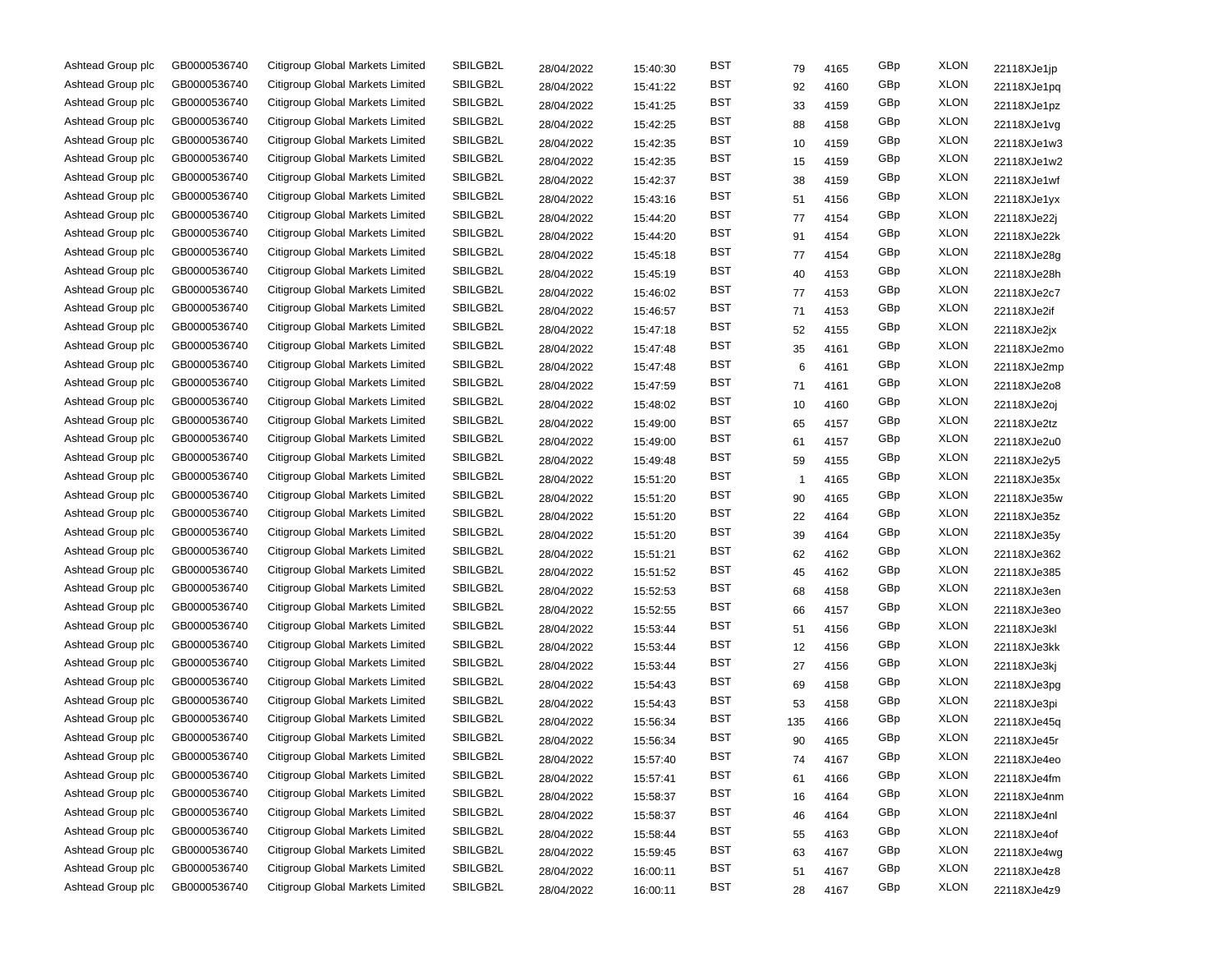| | | | | | | | | | | | |
|---|---|---|---|---|---|---|---|---|---|---|---|
| Ashtead Group plc | GB0000536740 | Citigroup Global Markets Limited | SBILGB2L | 28/04/2022 | 15:40:30 | BST | 79 | 4165 | GBp | XLON | 22118XJe1jp |
| Ashtead Group plc | GB0000536740 | Citigroup Global Markets Limited | SBILGB2L | 28/04/2022 | 15:41:22 | BST | 92 | 4160 | GBp | XLON | 22118XJe1pq |
| Ashtead Group plc | GB0000536740 | Citigroup Global Markets Limited | SBILGB2L | 28/04/2022 | 15:41:25 | BST | 33 | 4159 | GBp | XLON | 22118XJe1pz |
| Ashtead Group plc | GB0000536740 | Citigroup Global Markets Limited | SBILGB2L | 28/04/2022 | 15:42:25 | BST | 88 | 4158 | GBp | XLON | 22118XJe1vg |
| Ashtead Group plc | GB0000536740 | Citigroup Global Markets Limited | SBILGB2L | 28/04/2022 | 15:42:35 | BST | 10 | 4159 | GBp | XLON | 22118XJe1w3 |
| Ashtead Group plc | GB0000536740 | Citigroup Global Markets Limited | SBILGB2L | 28/04/2022 | 15:42:35 | BST | 15 | 4159 | GBp | XLON | 22118XJe1w2 |
| Ashtead Group plc | GB0000536740 | Citigroup Global Markets Limited | SBILGB2L | 28/04/2022 | 15:42:37 | BST | 38 | 4159 | GBp | XLON | 22118XJe1wf |
| Ashtead Group plc | GB0000536740 | Citigroup Global Markets Limited | SBILGB2L | 28/04/2022 | 15:43:16 | BST | 51 | 4156 | GBp | XLON | 22118XJe1yx |
| Ashtead Group plc | GB0000536740 | Citigroup Global Markets Limited | SBILGB2L | 28/04/2022 | 15:44:20 | BST | 77 | 4154 | GBp | XLON | 22118XJe22j |
| Ashtead Group plc | GB0000536740 | Citigroup Global Markets Limited | SBILGB2L | 28/04/2022 | 15:44:20 | BST | 91 | 4154 | GBp | XLON | 22118XJe22k |
| Ashtead Group plc | GB0000536740 | Citigroup Global Markets Limited | SBILGB2L | 28/04/2022 | 15:45:18 | BST | 77 | 4154 | GBp | XLON | 22118XJe28g |
| Ashtead Group plc | GB0000536740 | Citigroup Global Markets Limited | SBILGB2L | 28/04/2022 | 15:45:19 | BST | 40 | 4153 | GBp | XLON | 22118XJe28h |
| Ashtead Group plc | GB0000536740 | Citigroup Global Markets Limited | SBILGB2L | 28/04/2022 | 15:46:02 | BST | 77 | 4153 | GBp | XLON | 22118XJe2c7 |
| Ashtead Group plc | GB0000536740 | Citigroup Global Markets Limited | SBILGB2L | 28/04/2022 | 15:46:57 | BST | 71 | 4153 | GBp | XLON | 22118XJe2if |
| Ashtead Group plc | GB0000536740 | Citigroup Global Markets Limited | SBILGB2L | 28/04/2022 | 15:47:18 | BST | 52 | 4155 | GBp | XLON | 22118XJe2jx |
| Ashtead Group plc | GB0000536740 | Citigroup Global Markets Limited | SBILGB2L | 28/04/2022 | 15:47:48 | BST | 35 | 4161 | GBp | XLON | 22118XJe2mo |
| Ashtead Group plc | GB0000536740 | Citigroup Global Markets Limited | SBILGB2L | 28/04/2022 | 15:47:48 | BST | 6 | 4161 | GBp | XLON | 22118XJe2mp |
| Ashtead Group plc | GB0000536740 | Citigroup Global Markets Limited | SBILGB2L | 28/04/2022 | 15:47:59 | BST | 71 | 4161 | GBp | XLON | 22118XJe2o8 |
| Ashtead Group plc | GB0000536740 | Citigroup Global Markets Limited | SBILGB2L | 28/04/2022 | 15:48:02 | BST | 10 | 4160 | GBp | XLON | 22118XJe2oj |
| Ashtead Group plc | GB0000536740 | Citigroup Global Markets Limited | SBILGB2L | 28/04/2022 | 15:49:00 | BST | 65 | 4157 | GBp | XLON | 22118XJe2tz |
| Ashtead Group plc | GB0000536740 | Citigroup Global Markets Limited | SBILGB2L | 28/04/2022 | 15:49:00 | BST | 61 | 4157 | GBp | XLON | 22118XJe2u0 |
| Ashtead Group plc | GB0000536740 | Citigroup Global Markets Limited | SBILGB2L | 28/04/2022 | 15:49:48 | BST | 59 | 4155 | GBp | XLON | 22118XJe2y5 |
| Ashtead Group plc | GB0000536740 | Citigroup Global Markets Limited | SBILGB2L | 28/04/2022 | 15:51:20 | BST | 1 | 4165 | GBp | XLON | 22118XJe35x |
| Ashtead Group plc | GB0000536740 | Citigroup Global Markets Limited | SBILGB2L | 28/04/2022 | 15:51:20 | BST | 90 | 4165 | GBp | XLON | 22118XJe35w |
| Ashtead Group plc | GB0000536740 | Citigroup Global Markets Limited | SBILGB2L | 28/04/2022 | 15:51:20 | BST | 22 | 4164 | GBp | XLON | 22118XJe35z |
| Ashtead Group plc | GB0000536740 | Citigroup Global Markets Limited | SBILGB2L | 28/04/2022 | 15:51:20 | BST | 39 | 4164 | GBp | XLON | 22118XJe35y |
| Ashtead Group plc | GB0000536740 | Citigroup Global Markets Limited | SBILGB2L | 28/04/2022 | 15:51:21 | BST | 62 | 4162 | GBp | XLON | 22118XJe362 |
| Ashtead Group plc | GB0000536740 | Citigroup Global Markets Limited | SBILGB2L | 28/04/2022 | 15:51:52 | BST | 45 | 4162 | GBp | XLON | 22118XJe385 |
| Ashtead Group plc | GB0000536740 | Citigroup Global Markets Limited | SBILGB2L | 28/04/2022 | 15:52:53 | BST | 68 | 4158 | GBp | XLON | 22118XJe3en |
| Ashtead Group plc | GB0000536740 | Citigroup Global Markets Limited | SBILGB2L | 28/04/2022 | 15:52:55 | BST | 66 | 4157 | GBp | XLON | 22118XJe3eo |
| Ashtead Group plc | GB0000536740 | Citigroup Global Markets Limited | SBILGB2L | 28/04/2022 | 15:53:44 | BST | 51 | 4156 | GBp | XLON | 22118XJe3kl |
| Ashtead Group plc | GB0000536740 | Citigroup Global Markets Limited | SBILGB2L | 28/04/2022 | 15:53:44 | BST | 12 | 4156 | GBp | XLON | 22118XJe3kk |
| Ashtead Group plc | GB0000536740 | Citigroup Global Markets Limited | SBILGB2L | 28/04/2022 | 15:53:44 | BST | 27 | 4156 | GBp | XLON | 22118XJe3kj |
| Ashtead Group plc | GB0000536740 | Citigroup Global Markets Limited | SBILGB2L | 28/04/2022 | 15:54:43 | BST | 69 | 4158 | GBp | XLON | 22118XJe3pg |
| Ashtead Group plc | GB0000536740 | Citigroup Global Markets Limited | SBILGB2L | 28/04/2022 | 15:54:43 | BST | 53 | 4158 | GBp | XLON | 22118XJe3pi |
| Ashtead Group plc | GB0000536740 | Citigroup Global Markets Limited | SBILGB2L | 28/04/2022 | 15:56:34 | BST | 135 | 4166 | GBp | XLON | 22118XJe45q |
| Ashtead Group plc | GB0000536740 | Citigroup Global Markets Limited | SBILGB2L | 28/04/2022 | 15:56:34 | BST | 90 | 4165 | GBp | XLON | 22118XJe45r |
| Ashtead Group plc | GB0000536740 | Citigroup Global Markets Limited | SBILGB2L | 28/04/2022 | 15:57:40 | BST | 74 | 4167 | GBp | XLON | 22118XJe4eo |
| Ashtead Group plc | GB0000536740 | Citigroup Global Markets Limited | SBILGB2L | 28/04/2022 | 15:57:41 | BST | 61 | 4166 | GBp | XLON | 22118XJe4fm |
| Ashtead Group plc | GB0000536740 | Citigroup Global Markets Limited | SBILGB2L | 28/04/2022 | 15:58:37 | BST | 16 | 4164 | GBp | XLON | 22118XJe4nm |
| Ashtead Group plc | GB0000536740 | Citigroup Global Markets Limited | SBILGB2L | 28/04/2022 | 15:58:37 | BST | 46 | 4164 | GBp | XLON | 22118XJe4nl |
| Ashtead Group plc | GB0000536740 | Citigroup Global Markets Limited | SBILGB2L | 28/04/2022 | 15:58:44 | BST | 55 | 4163 | GBp | XLON | 22118XJe4of |
| Ashtead Group plc | GB0000536740 | Citigroup Global Markets Limited | SBILGB2L | 28/04/2022 | 15:59:45 | BST | 63 | 4167 | GBp | XLON | 22118XJe4wg |
| Ashtead Group plc | GB0000536740 | Citigroup Global Markets Limited | SBILGB2L | 28/04/2022 | 16:00:11 | BST | 51 | 4167 | GBp | XLON | 22118XJe4z8 |
| Ashtead Group plc | GB0000536740 | Citigroup Global Markets Limited | SBILGB2L | 28/04/2022 | 16:00:11 | BST | 28 | 4167 | GBp | XLON | 22118XJe4z9 |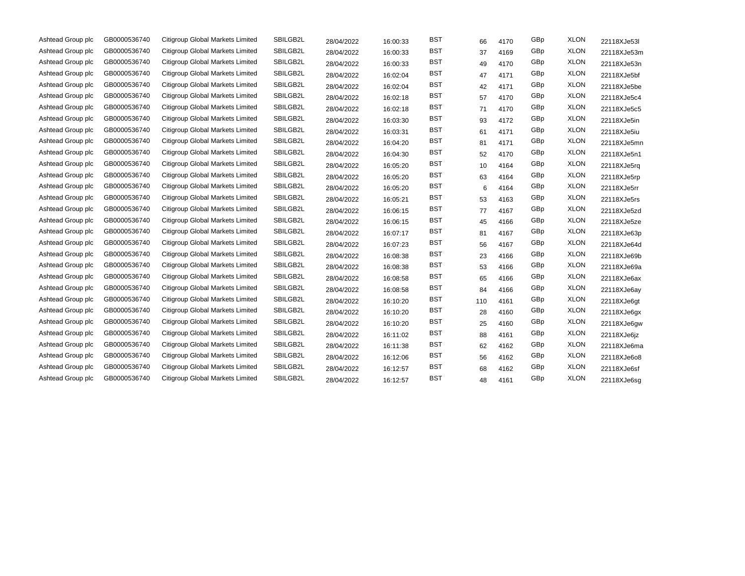| | | | | | | | | | | | |
|---|---|---|---|---|---|---|---|---|---|---|---|
| Ashtead Group plc | GB0000536740 | Citigroup Global Markets Limited | SBILGB2L | 28/04/2022 | 16:00:33 | BST | 66 | 4170 | GBp | XLON | 22118XJe53l |
| Ashtead Group plc | GB0000536740 | Citigroup Global Markets Limited | SBILGB2L | 28/04/2022 | 16:00:33 | BST | 37 | 4169 | GBp | XLON | 22118XJe53m |
| Ashtead Group plc | GB0000536740 | Citigroup Global Markets Limited | SBILGB2L | 28/04/2022 | 16:00:33 | BST | 49 | 4170 | GBp | XLON | 22118XJe53n |
| Ashtead Group plc | GB0000536740 | Citigroup Global Markets Limited | SBILGB2L | 28/04/2022 | 16:02:04 | BST | 47 | 4171 | GBp | XLON | 22118XJe5bf |
| Ashtead Group plc | GB0000536740 | Citigroup Global Markets Limited | SBILGB2L | 28/04/2022 | 16:02:04 | BST | 42 | 4171 | GBp | XLON | 22118XJe5be |
| Ashtead Group plc | GB0000536740 | Citigroup Global Markets Limited | SBILGB2L | 28/04/2022 | 16:02:18 | BST | 57 | 4170 | GBp | XLON | 22118XJe5c4 |
| Ashtead Group plc | GB0000536740 | Citigroup Global Markets Limited | SBILGB2L | 28/04/2022 | 16:02:18 | BST | 71 | 4170 | GBp | XLON | 22118XJe5c5 |
| Ashtead Group plc | GB0000536740 | Citigroup Global Markets Limited | SBILGB2L | 28/04/2022 | 16:03:30 | BST | 93 | 4172 | GBp | XLON | 22118XJe5in |
| Ashtead Group plc | GB0000536740 | Citigroup Global Markets Limited | SBILGB2L | 28/04/2022 | 16:03:31 | BST | 61 | 4171 | GBp | XLON | 22118XJe5iu |
| Ashtead Group plc | GB0000536740 | Citigroup Global Markets Limited | SBILGB2L | 28/04/2022 | 16:04:20 | BST | 81 | 4171 | GBp | XLON | 22118XJe5mn |
| Ashtead Group plc | GB0000536740 | Citigroup Global Markets Limited | SBILGB2L | 28/04/2022 | 16:04:30 | BST | 52 | 4170 | GBp | XLON | 22118XJe5n1 |
| Ashtead Group plc | GB0000536740 | Citigroup Global Markets Limited | SBILGB2L | 28/04/2022 | 16:05:20 | BST | 10 | 4164 | GBp | XLON | 22118XJe5rq |
| Ashtead Group plc | GB0000536740 | Citigroup Global Markets Limited | SBILGB2L | 28/04/2022 | 16:05:20 | BST | 63 | 4164 | GBp | XLON | 22118XJe5rp |
| Ashtead Group plc | GB0000536740 | Citigroup Global Markets Limited | SBILGB2L | 28/04/2022 | 16:05:20 | BST | 6 | 4164 | GBp | XLON | 22118XJe5rr |
| Ashtead Group plc | GB0000536740 | Citigroup Global Markets Limited | SBILGB2L | 28/04/2022 | 16:05:21 | BST | 53 | 4163 | GBp | XLON | 22118XJe5rs |
| Ashtead Group plc | GB0000536740 | Citigroup Global Markets Limited | SBILGB2L | 28/04/2022 | 16:06:15 | BST | 77 | 4167 | GBp | XLON | 22118XJe5zd |
| Ashtead Group plc | GB0000536740 | Citigroup Global Markets Limited | SBILGB2L | 28/04/2022 | 16:06:15 | BST | 45 | 4166 | GBp | XLON | 22118XJe5ze |
| Ashtead Group plc | GB0000536740 | Citigroup Global Markets Limited | SBILGB2L | 28/04/2022 | 16:07:17 | BST | 81 | 4167 | GBp | XLON | 22118XJe63p |
| Ashtead Group plc | GB0000536740 | Citigroup Global Markets Limited | SBILGB2L | 28/04/2022 | 16:07:23 | BST | 56 | 4167 | GBp | XLON | 22118XJe64d |
| Ashtead Group plc | GB0000536740 | Citigroup Global Markets Limited | SBILGB2L | 28/04/2022 | 16:08:38 | BST | 23 | 4166 | GBp | XLON | 22118XJe69b |
| Ashtead Group plc | GB0000536740 | Citigroup Global Markets Limited | SBILGB2L | 28/04/2022 | 16:08:38 | BST | 53 | 4166 | GBp | XLON | 22118XJe69a |
| Ashtead Group plc | GB0000536740 | Citigroup Global Markets Limited | SBILGB2L | 28/04/2022 | 16:08:58 | BST | 65 | 4166 | GBp | XLON | 22118XJe6ax |
| Ashtead Group plc | GB0000536740 | Citigroup Global Markets Limited | SBILGB2L | 28/04/2022 | 16:08:58 | BST | 84 | 4166 | GBp | XLON | 22118XJe6ay |
| Ashtead Group plc | GB0000536740 | Citigroup Global Markets Limited | SBILGB2L | 28/04/2022 | 16:10:20 | BST | 110 | 4161 | GBp | XLON | 22118XJe6gt |
| Ashtead Group plc | GB0000536740 | Citigroup Global Markets Limited | SBILGB2L | 28/04/2022 | 16:10:20 | BST | 28 | 4160 | GBp | XLON | 22118XJe6gx |
| Ashtead Group plc | GB0000536740 | Citigroup Global Markets Limited | SBILGB2L | 28/04/2022 | 16:10:20 | BST | 25 | 4160 | GBp | XLON | 22118XJe6gw |
| Ashtead Group plc | GB0000536740 | Citigroup Global Markets Limited | SBILGB2L | 28/04/2022 | 16:11:02 | BST | 88 | 4161 | GBp | XLON | 22118XJe6jz |
| Ashtead Group plc | GB0000536740 | Citigroup Global Markets Limited | SBILGB2L | 28/04/2022 | 16:11:38 | BST | 62 | 4162 | GBp | XLON | 22118XJe6ma |
| Ashtead Group plc | GB0000536740 | Citigroup Global Markets Limited | SBILGB2L | 28/04/2022 | 16:12:06 | BST | 56 | 4162 | GBp | XLON | 22118XJe6o8 |
| Ashtead Group plc | GB0000536740 | Citigroup Global Markets Limited | SBILGB2L | 28/04/2022 | 16:12:57 | BST | 68 | 4162 | GBp | XLON | 22118XJe6sf |
| Ashtead Group plc | GB0000536740 | Citigroup Global Markets Limited | SBILGB2L | 28/04/2022 | 16:12:57 | BST | 48 | 4161 | GBp | XLON | 22118XJe6sg |